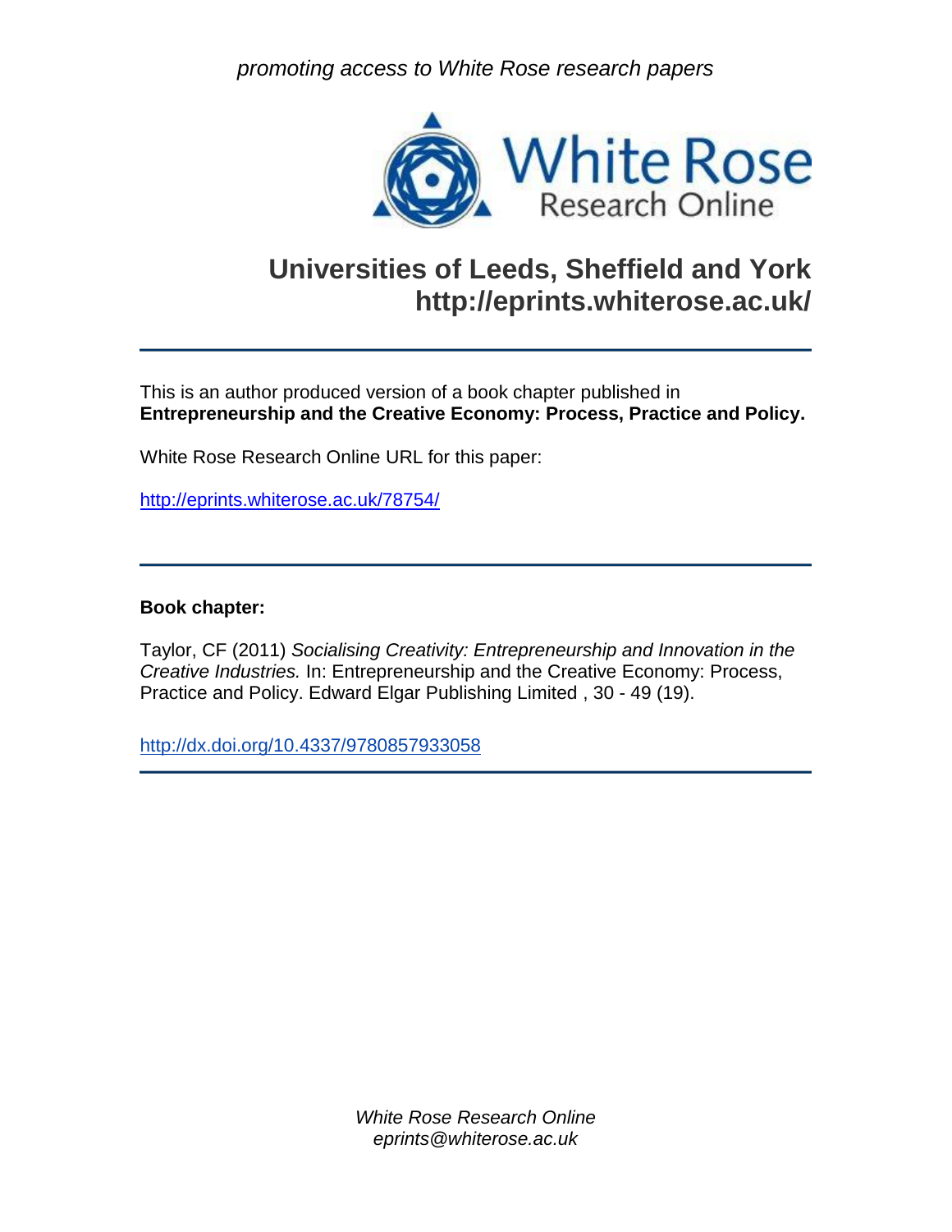promoting access to White Rose research papers

# White Rose Research Online

## Universities of Leeds, Sheffield and York
## http://eprints.whiterose.ac.uk/

---

This is an author produced version of a book chapter published in **Entrepreneurship and the Creative Economy: Process, Practice and Policy.**

White Rose Research Online URL for this paper:

http://eprints.whiterose.ac.uk/78754/

---

**Book chapter:**

Taylor, CF (2011) *Socialising Creativity: Entrepreneurship and Innovation in the Creative Industries.* In: Entrepreneurship and the Creative Economy: Process, Practice and Policy. Edward Elgar Publishing Limited , 30 - 49 (19).

http://dx.doi.org/10.4337/9780857933058

---

*White Rose Research Online*
*eprints@whiterose.ac.uk*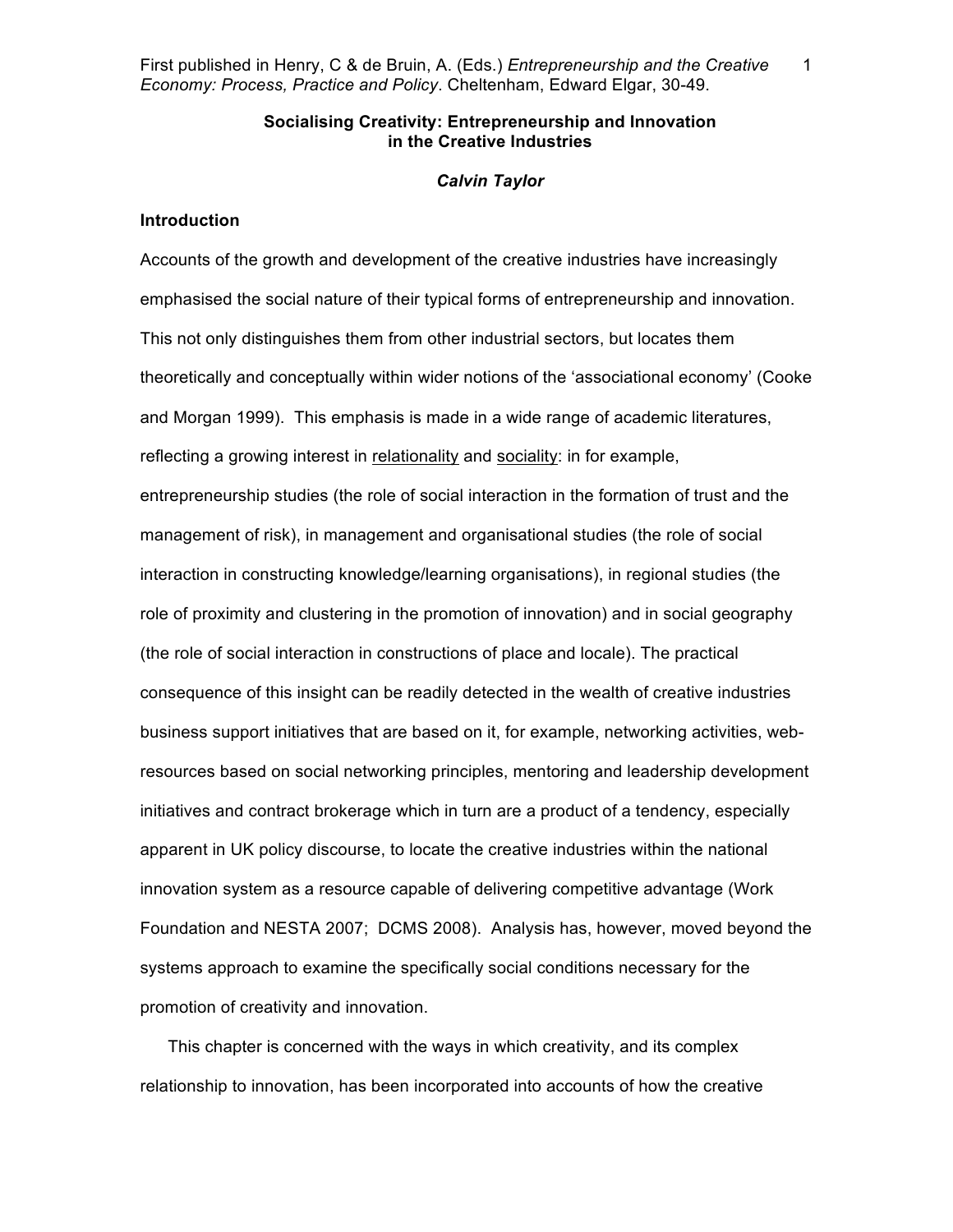First published in Henry, C & de Bruin, A. (Eds.) *Entrepreneurship and the Creative Economy: Process, Practice and Policy*. Cheltenham, Edward Elgar, 30-49.

**Socialising Creativity: Entrepreneurship and Innovation in the Creative Industries**

***Calvin Taylor***

**Introduction**

Accounts of the growth and development of the creative industries have increasingly emphasised the social nature of their typical forms of entrepreneurship and innovation. This not only distinguishes them from other industrial sectors, but locates them theoretically and conceptually within wider notions of the 'associational economy' (Cooke and Morgan 1999). This emphasis is made in a wide range of academic literatures, reflecting a growing interest in relationality and sociality: in for example, entrepreneurship studies (the role of social interaction in the formation of trust and the management of risk), in management and organisational studies (the role of social interaction in constructing knowledge/learning organisations), in regional studies (the role of proximity and clustering in the promotion of innovation) and in social geography (the role of social interaction in constructions of place and locale). The practical consequence of this insight can be readily detected in the wealth of creative industries business support initiatives that are based on it, for example, networking activities, web-resources based on social networking principles, mentoring and leadership development initiatives and contract brokerage which in turn are a product of a tendency, especially apparent in UK policy discourse, to locate the creative industries within the national innovation system as a resource capable of delivering competitive advantage (Work Foundation and NESTA 2007; DCMS 2008). Analysis has, however, moved beyond the systems approach to examine the specifically social conditions necessary for the promotion of creativity and innovation.

This chapter is concerned with the ways in which creativity, and its complex relationship to innovation, has been incorporated into accounts of how the creative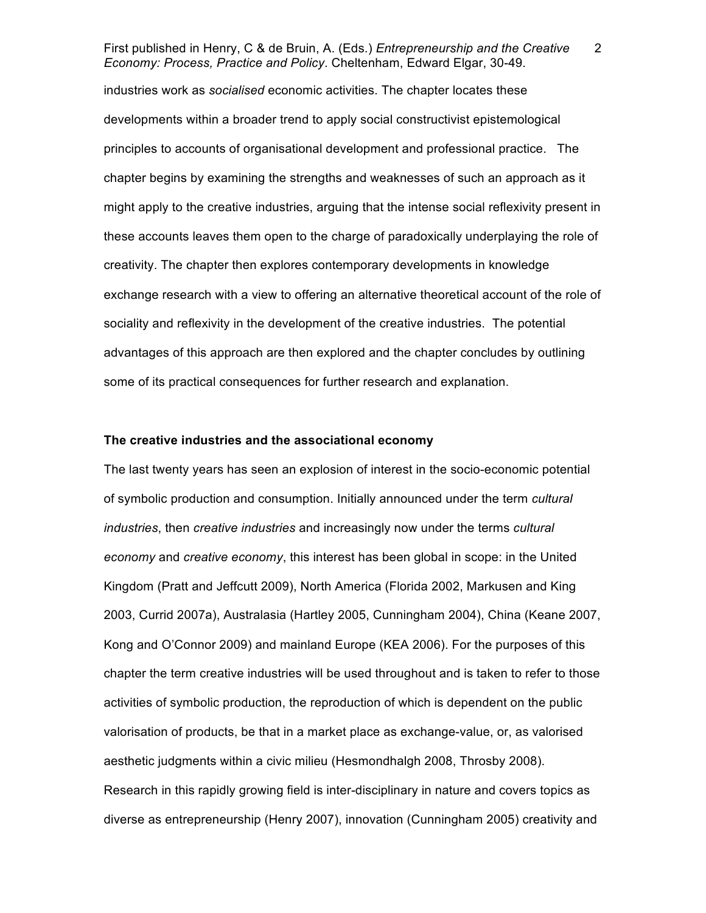industries work as *socialised* economic activities. The chapter locates these developments within a broader trend to apply social constructivist epistemological principles to accounts of organisational development and professional practice. The chapter begins by examining the strengths and weaknesses of such an approach as it might apply to the creative industries, arguing that the intense social reflexivity present in these accounts leaves them open to the charge of paradoxically underplaying the role of creativity. The chapter then explores contemporary developments in knowledge exchange research with a view to offering an alternative theoretical account of the role of sociality and reflexivity in the development of the creative industries. The potential advantages of this approach are then explored and the chapter concludes by outlining some of its practical consequences for further research and explanation.

**The creative industries and the associational economy**

The last twenty years has seen an explosion of interest in the socio-economic potential of symbolic production and consumption. Initially announced under the term *cultural industries*, then *creative industries* and increasingly now under the terms *cultural economy* and *creative economy*, this interest has been global in scope: in the United Kingdom (Pratt and Jeffcutt 2009), North America (Florida 2002, Markusen and King 2003, Currid 2007a), Australasia (Hartley 2005, Cunningham 2004), China (Keane 2007, Kong and O'Connor 2009) and mainland Europe (KEA 2006). For the purposes of this chapter the term creative industries will be used throughout and is taken to refer to those activities of symbolic production, the reproduction of which is dependent on the public valorisation of products, be that in a market place as exchange-value, or, as valorised aesthetic judgments within a civic milieu (Hesmondhalgh 2008, Throsby 2008). Research in this rapidly growing field is inter-disciplinary in nature and covers topics as diverse as entrepreneurship (Henry 2007), innovation (Cunningham 2005) creativity and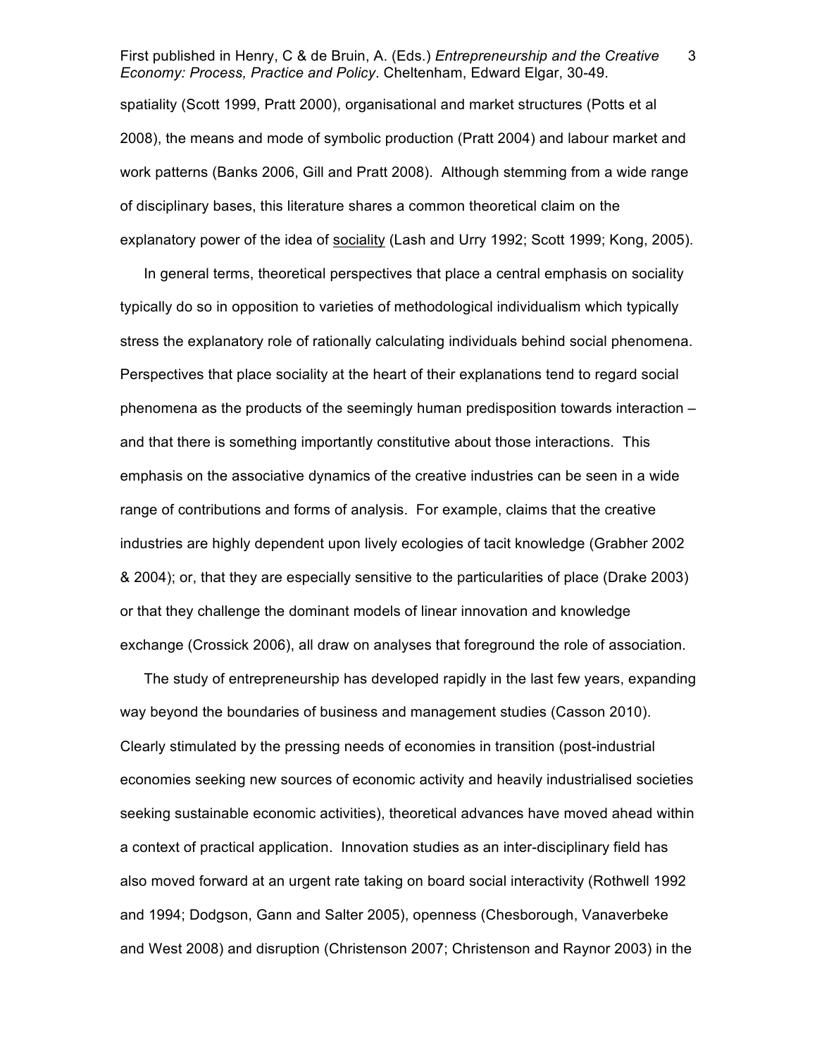spatiality (Scott 1999, Pratt 2000), organisational and market structures (Potts et al 2008), the means and mode of symbolic production (Pratt 2004) and labour market and work patterns (Banks 2006, Gill and Pratt 2008). Although stemming from a wide range of disciplinary bases, this literature shares a common theoretical claim on the explanatory power of the idea of sociality (Lash and Urry 1992; Scott 1999; Kong, 2005).

In general terms, theoretical perspectives that place a central emphasis on sociality typically do so in opposition to varieties of methodological individualism which typically stress the explanatory role of rationally calculating individuals behind social phenomena. Perspectives that place sociality at the heart of their explanations tend to regard social phenomena as the products of the seemingly human predisposition towards interaction – and that there is something importantly constitutive about those interactions. This emphasis on the associative dynamics of the creative industries can be seen in a wide range of contributions and forms of analysis. For example, claims that the creative industries are highly dependent upon lively ecologies of tacit knowledge (Grabher 2002 & 2004); or, that they are especially sensitive to the particularities of place (Drake 2003) or that they challenge the dominant models of linear innovation and knowledge exchange (Crossick 2006), all draw on analyses that foreground the role of association.

The study of entrepreneurship has developed rapidly in the last few years, expanding way beyond the boundaries of business and management studies (Casson 2010). Clearly stimulated by the pressing needs of economies in transition (post-industrial economies seeking new sources of economic activity and heavily industrialised societies seeking sustainable economic activities), theoretical advances have moved ahead within a context of practical application. Innovation studies as an inter-disciplinary field has also moved forward at an urgent rate taking on board social interactivity (Rothwell 1992 and 1994; Dodgson, Gann and Salter 2005), openness (Chesborough, Vanaverbeke and West 2008) and disruption (Christenson 2007; Christenson and Raynor 2003) in the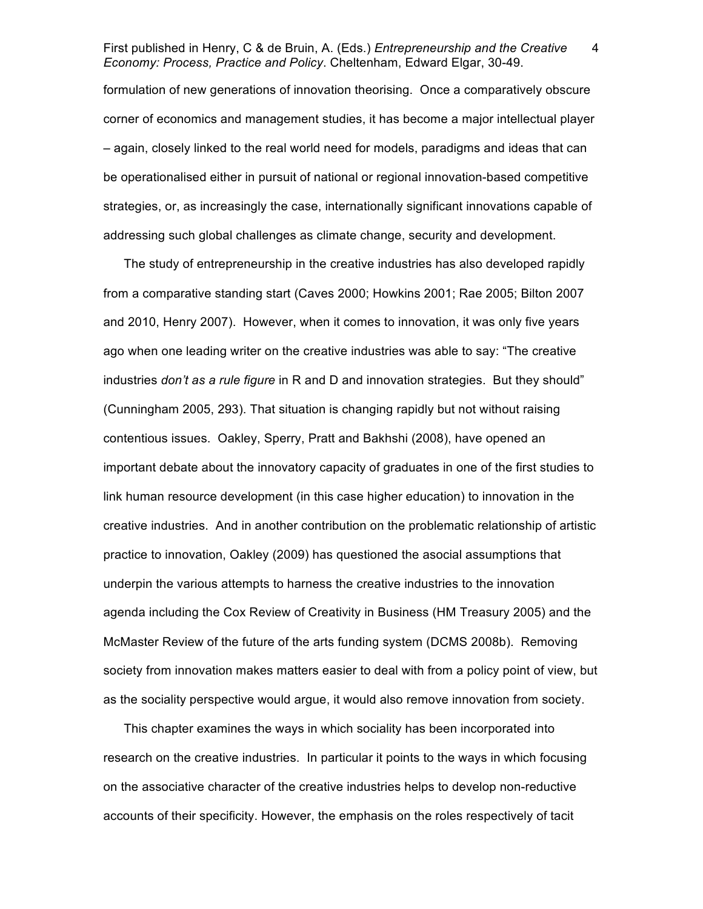formulation of new generations of innovation theorising. Once a comparatively obscure corner of economics and management studies, it has become a major intellectual player – again, closely linked to the real world need for models, paradigms and ideas that can be operationalised either in pursuit of national or regional innovation-based competitive strategies, or, as increasingly the case, internationally significant innovations capable of addressing such global challenges as climate change, security and development.

The study of entrepreneurship in the creative industries has also developed rapidly from a comparative standing start (Caves 2000; Howkins 2001; Rae 2005; Bilton 2007 and 2010, Henry 2007). However, when it comes to innovation, it was only five years ago when one leading writer on the creative industries was able to say: "The creative industries *don't as a rule figure* in R and D and innovation strategies. But they should" (Cunningham 2005, 293). That situation is changing rapidly but not without raising contentious issues. Oakley, Sperry, Pratt and Bakhshi (2008), have opened an important debate about the innovatory capacity of graduates in one of the first studies to link human resource development (in this case higher education) to innovation in the creative industries. And in another contribution on the problematic relationship of artistic practice to innovation, Oakley (2009) has questioned the asocial assumptions that underpin the various attempts to harness the creative industries to the innovation agenda including the Cox Review of Creativity in Business (HM Treasury 2005) and the McMaster Review of the future of the arts funding system (DCMS 2008b). Removing society from innovation makes matters easier to deal with from a policy point of view, but as the sociality perspective would argue, it would also remove innovation from society.

This chapter examines the ways in which sociality has been incorporated into research on the creative industries. In particular it points to the ways in which focusing on the associative character of the creative industries helps to develop non-reductive accounts of their specificity. However, the emphasis on the roles respectively of tacit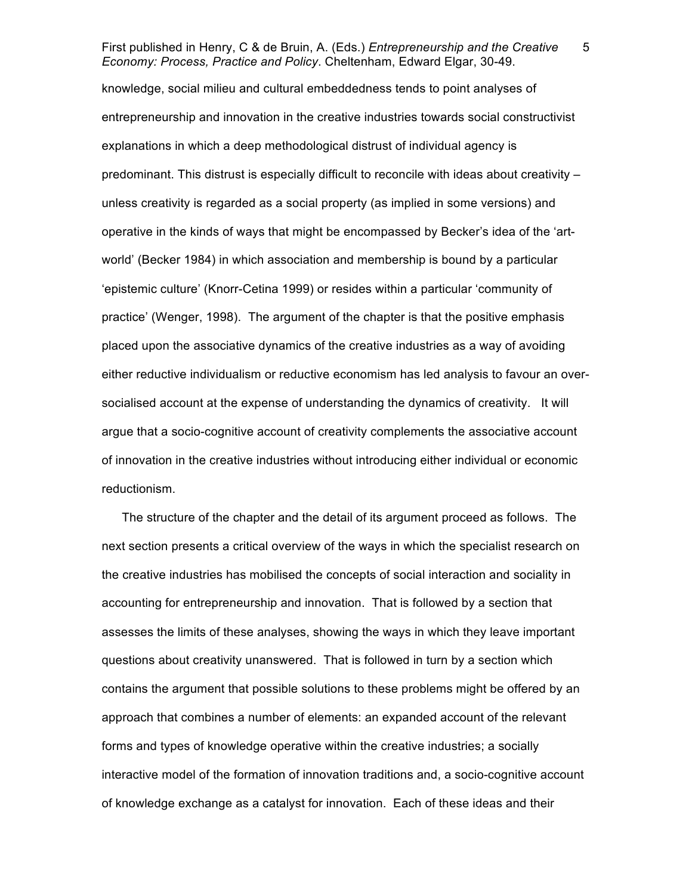knowledge, social milieu and cultural embeddedness tends to point analyses of entrepreneurship and innovation in the creative industries towards social constructivist explanations in which a deep methodological distrust of individual agency is predominant. This distrust is especially difficult to reconcile with ideas about creativity – unless creativity is regarded as a social property (as implied in some versions) and operative in the kinds of ways that might be encompassed by Becker's idea of the 'art-world' (Becker 1984) in which association and membership is bound by a particular 'epistemic culture' (Knorr-Cetina 1999) or resides within a particular 'community of practice' (Wenger, 1998). The argument of the chapter is that the positive emphasis placed upon the associative dynamics of the creative industries as a way of avoiding either reductive individualism or reductive economism has led analysis to favour an over-socialised account at the expense of understanding the dynamics of creativity. It will argue that a socio-cognitive account of creativity complements the associative account of innovation in the creative industries without introducing either individual or economic reductionism.

The structure of the chapter and the detail of its argument proceed as follows. The next section presents a critical overview of the ways in which the specialist research on the creative industries has mobilised the concepts of social interaction and sociality in accounting for entrepreneurship and innovation. That is followed by a section that assesses the limits of these analyses, showing the ways in which they leave important questions about creativity unanswered. That is followed in turn by a section which contains the argument that possible solutions to these problems might be offered by an approach that combines a number of elements: an expanded account of the relevant forms and types of knowledge operative within the creative industries; a socially interactive model of the formation of innovation traditions and, a socio-cognitive account of knowledge exchange as a catalyst for innovation. Each of these ideas and their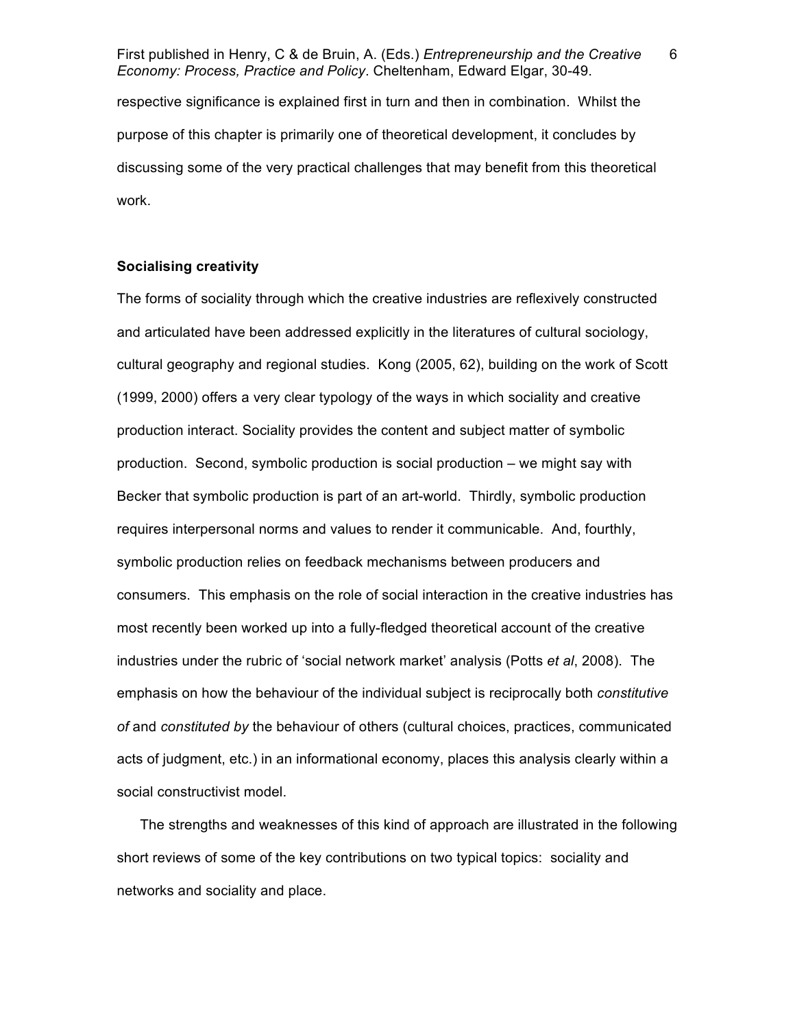respective significance is explained first in turn and then in combination. Whilst the purpose of this chapter is primarily one of theoretical development, it concludes by discussing some of the very practical challenges that may benefit from this theoretical work.

**Socialising creativity**

The forms of sociality through which the creative industries are reflexively constructed and articulated have been addressed explicitly in the literatures of cultural sociology, cultural geography and regional studies. Kong (2005, 62), building on the work of Scott (1999, 2000) offers a very clear typology of the ways in which sociality and creative production interact. Sociality provides the content and subject matter of symbolic production. Second, symbolic production is social production – we might say with Becker that symbolic production is part of an art-world. Thirdly, symbolic production requires interpersonal norms and values to render it communicable. And, fourthly, symbolic production relies on feedback mechanisms between producers and consumers. This emphasis on the role of social interaction in the creative industries has most recently been worked up into a fully-fledged theoretical account of the creative industries under the rubric of 'social network market' analysis (Potts *et al*, 2008). The emphasis on how the behaviour of the individual subject is reciprocally both *constitutive of* and *constituted by* the behaviour of others (cultural choices, practices, communicated acts of judgment, etc.) in an informational economy, places this analysis clearly within a social constructivist model.

The strengths and weaknesses of this kind of approach are illustrated in the following short reviews of some of the key contributions on two typical topics: sociality and networks and sociality and place.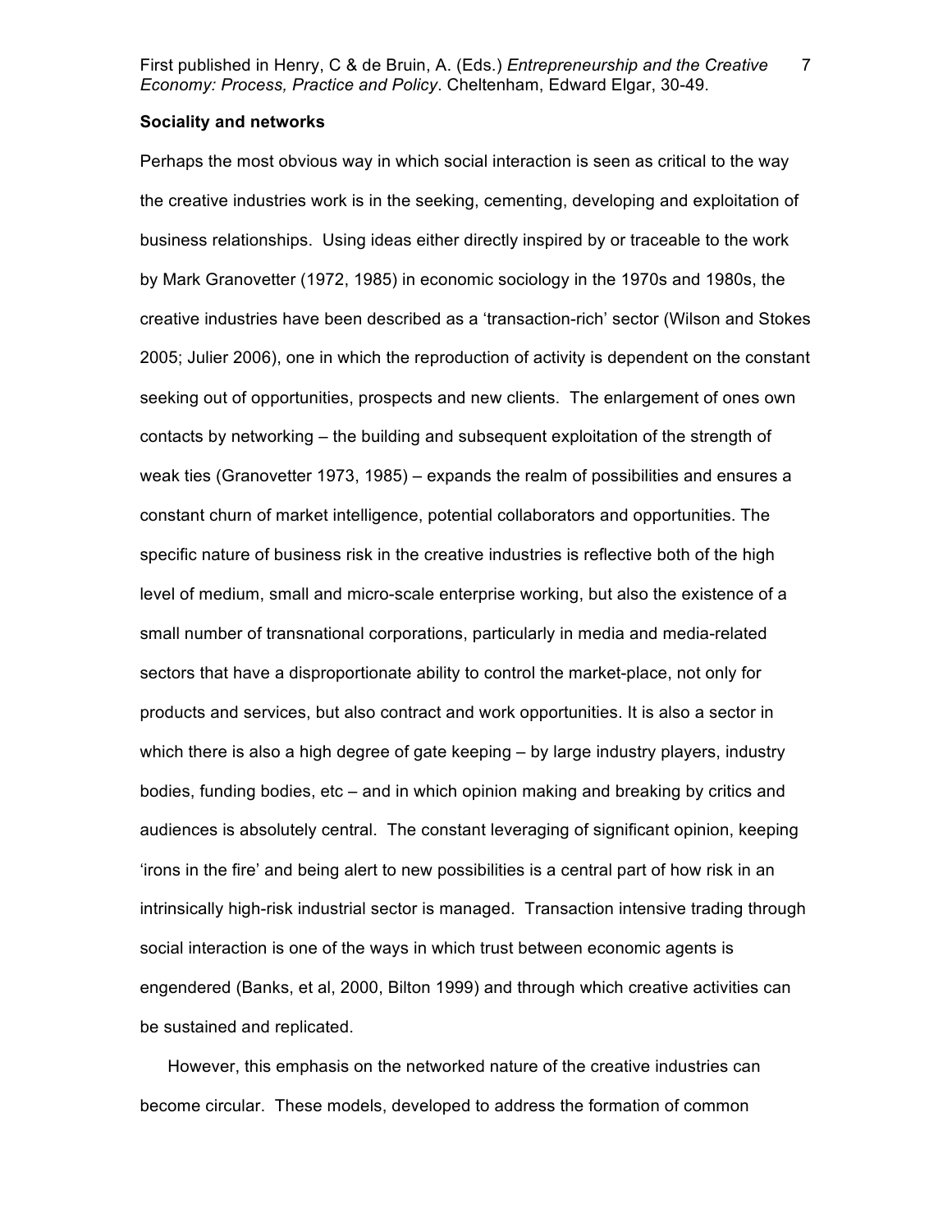### Sociality and networks

Perhaps the most obvious way in which social interaction is seen as critical to the way the creative industries work is in the seeking, cementing, developing and exploitation of business relationships. Using ideas either directly inspired by or traceable to the work by Mark Granovetter (1972, 1985) in economic sociology in the 1970s and 1980s, the creative industries have been described as a 'transaction-rich' sector (Wilson and Stokes 2005; Julier 2006), one in which the reproduction of activity is dependent on the constant seeking out of opportunities, prospects and new clients. The enlargement of ones own contacts by networking – the building and subsequent exploitation of the strength of weak ties (Granovetter 1973, 1985) – expands the realm of possibilities and ensures a constant churn of market intelligence, potential collaborators and opportunities. The specific nature of business risk in the creative industries is reflective both of the high level of medium, small and micro-scale enterprise working, but also the existence of a small number of transnational corporations, particularly in media and media-related sectors that have a disproportionate ability to control the market-place, not only for products and services, but also contract and work opportunities. It is also a sector in which there is also a high degree of gate keeping – by large industry players, industry bodies, funding bodies, etc – and in which opinion making and breaking by critics and audiences is absolutely central. The constant leveraging of significant opinion, keeping 'irons in the fire' and being alert to new possibilities is a central part of how risk in an intrinsically high-risk industrial sector is managed. Transaction intensive trading through social interaction is one of the ways in which trust between economic agents is engendered (Banks, et al, 2000, Bilton 1999) and through which creative activities can be sustained and replicated.

However, this emphasis on the networked nature of the creative industries can become circular. These models, developed to address the formation of common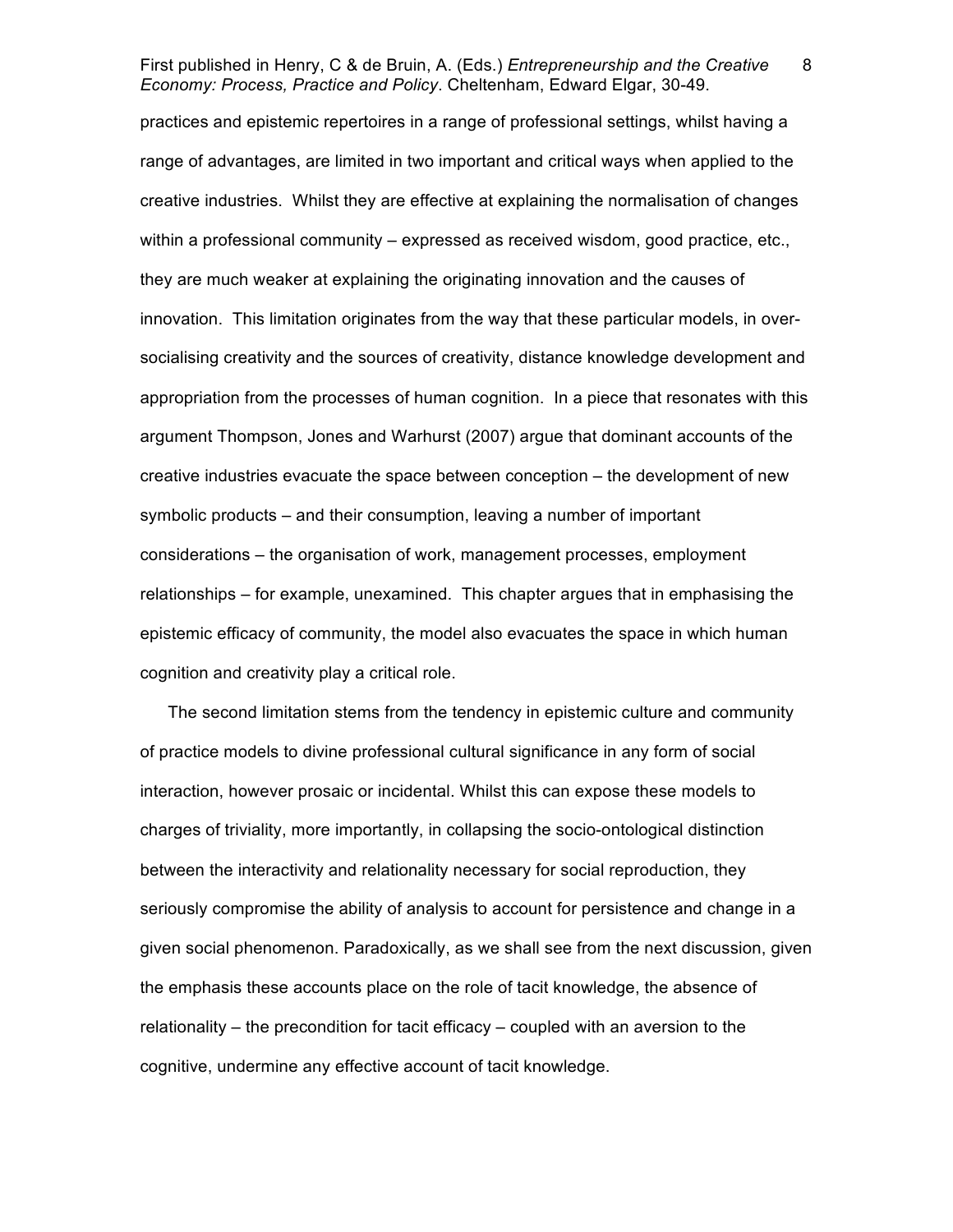practices and epistemic repertoires in a range of professional settings, whilst having a range of advantages, are limited in two important and critical ways when applied to the creative industries. Whilst they are effective at explaining the normalisation of changes within a professional community – expressed as received wisdom, good practice, etc., they are much weaker at explaining the originating innovation and the causes of innovation. This limitation originates from the way that these particular models, in over-socialising creativity and the sources of creativity, distance knowledge development and appropriation from the processes of human cognition. In a piece that resonates with this argument Thompson, Jones and Warhurst (2007) argue that dominant accounts of the creative industries evacuate the space between conception – the development of new symbolic products – and their consumption, leaving a number of important considerations – the organisation of work, management processes, employment relationships – for example, unexamined. This chapter argues that in emphasising the epistemic efficacy of community, the model also evacuates the space in which human cognition and creativity play a critical role.

The second limitation stems from the tendency in epistemic culture and community of practice models to divine professional cultural significance in any form of social interaction, however prosaic or incidental. Whilst this can expose these models to charges of triviality, more importantly, in collapsing the socio-ontological distinction between the interactivity and relationality necessary for social reproduction, they seriously compromise the ability of analysis to account for persistence and change in a given social phenomenon. Paradoxically, as we shall see from the next discussion, given the emphasis these accounts place on the role of tacit knowledge, the absence of relationality – the precondition for tacit efficacy – coupled with an aversion to the cognitive, undermine any effective account of tacit knowledge.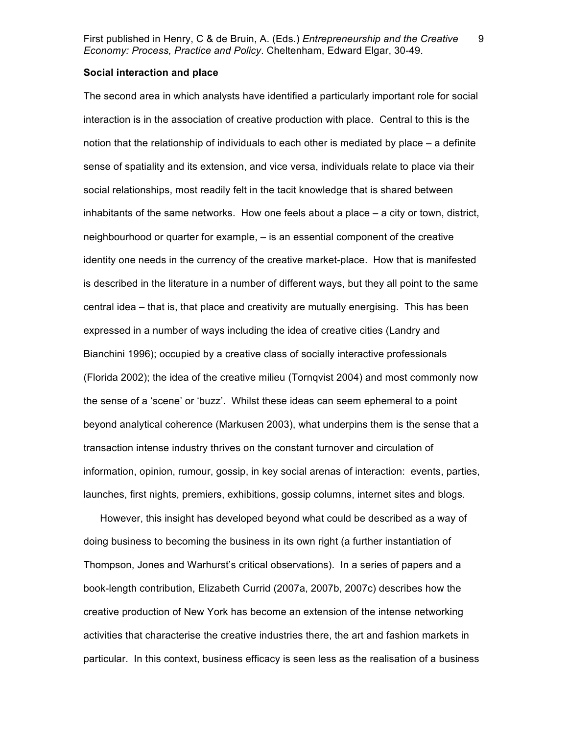### Social interaction and place

The second area in which analysts have identified a particularly important role for social interaction is in the association of creative production with place. Central to this is the notion that the relationship of individuals to each other is mediated by place – a definite sense of spatiality and its extension, and vice versa, individuals relate to place via their social relationships, most readily felt in the tacit knowledge that is shared between inhabitants of the same networks. How one feels about a place – a city or town, district, neighbourhood or quarter for example, – is an essential component of the creative identity one needs in the currency of the creative market-place. How that is manifested is described in the literature in a number of different ways, but they all point to the same central idea – that is, that place and creativity are mutually energising. This has been expressed in a number of ways including the idea of creative cities (Landry and Bianchini 1996); occupied by a creative class of socially interactive professionals (Florida 2002); the idea of the creative milieu (Tornqvist 2004) and most commonly now the sense of a 'scene' or 'buzz'. Whilst these ideas can seem ephemeral to a point beyond analytical coherence (Markusen 2003), what underpins them is the sense that a transaction intense industry thrives on the constant turnover and circulation of information, opinion, rumour, gossip, in key social arenas of interaction: events, parties, launches, first nights, premiers, exhibitions, gossip columns, internet sites and blogs.

However, this insight has developed beyond what could be described as a way of doing business to becoming the business in its own right (a further instantiation of Thompson, Jones and Warhurst's critical observations). In a series of papers and a book-length contribution, Elizabeth Currid (2007a, 2007b, 2007c) describes how the creative production of New York has become an extension of the intense networking activities that characterise the creative industries there, the art and fashion markets in particular. In this context, business efficacy is seen less as the realisation of a business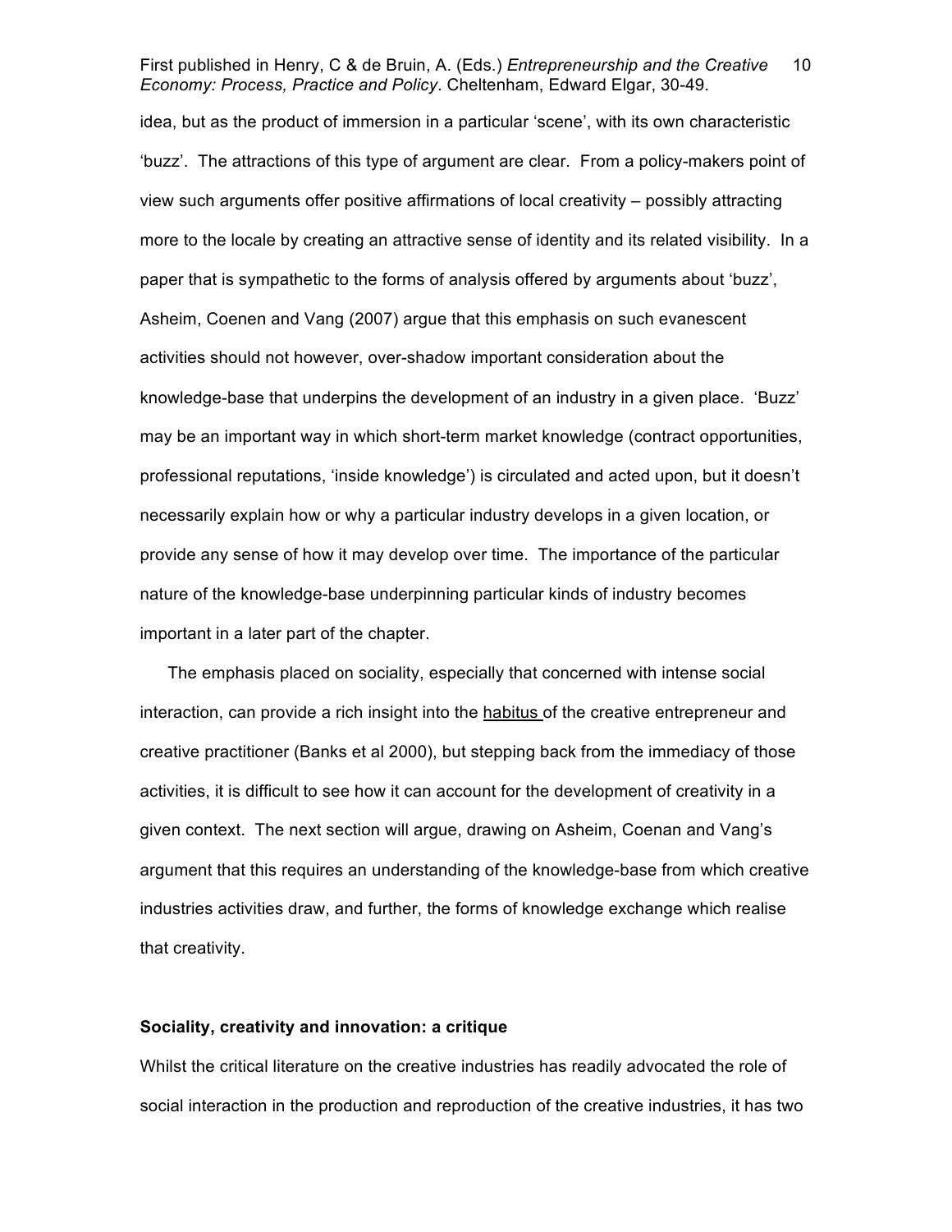idea, but as the product of immersion in a particular 'scene', with its own characteristic 'buzz'. The attractions of this type of argument are clear. From a policy-makers point of view such arguments offer positive affirmations of local creativity – possibly attracting more to the locale by creating an attractive sense of identity and its related visibility. In a paper that is sympathetic to the forms of analysis offered by arguments about 'buzz', Asheim, Coenen and Vang (2007) argue that this emphasis on such evanescent activities should not however, over-shadow important consideration about the knowledge-base that underpins the development of an industry in a given place. 'Buzz' may be an important way in which short-term market knowledge (contract opportunities, professional reputations, 'inside knowledge') is circulated and acted upon, but it doesn't necessarily explain how or why a particular industry develops in a given location, or provide any sense of how it may develop over time. The importance of the particular nature of the knowledge-base underpinning particular kinds of industry becomes important in a later part of the chapter.

The emphasis placed on sociality, especially that concerned with intense social interaction, can provide a rich insight into the habitus of the creative entrepreneur and creative practitioner (Banks et al 2000), but stepping back from the immediacy of those activities, it is difficult to see how it can account for the development of creativity in a given context. The next section will argue, drawing on Asheim, Coenan and Vang's argument that this requires an understanding of the knowledge-base from which creative industries activities draw, and further, the forms of knowledge exchange which realise that creativity.

### Sociality, creativity and innovation: a critique

Whilst the critical literature on the creative industries has readily advocated the role of social interaction in the production and reproduction of the creative industries, it has two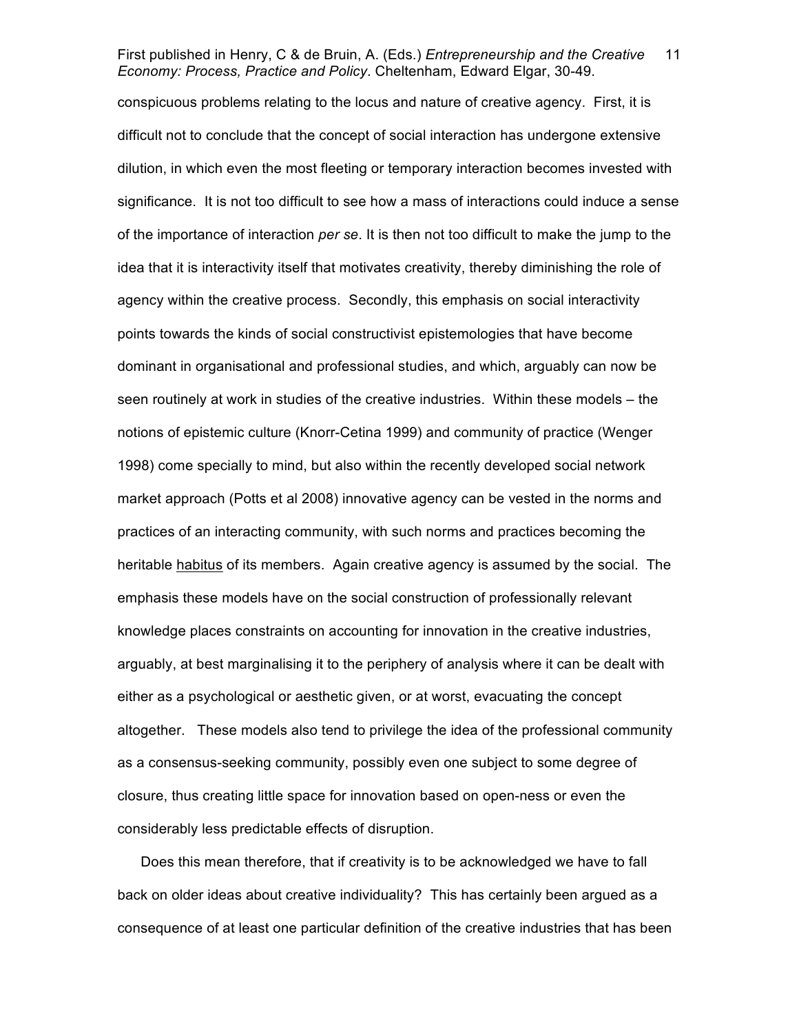conspicuous problems relating to the locus and nature of creative agency. First, it is difficult not to conclude that the concept of social interaction has undergone extensive dilution, in which even the most fleeting or temporary interaction becomes invested with significance. It is not too difficult to see how a mass of interactions could induce a sense of the importance of interaction *per se*. It is then not too difficult to make the jump to the idea that it is interactivity itself that motivates creativity, thereby diminishing the role of agency within the creative process. Secondly, this emphasis on social interactivity points towards the kinds of social constructivist epistemologies that have become dominant in organisational and professional studies, and which, arguably can now be seen routinely at work in studies of the creative industries. Within these models – the notions of epistemic culture (Knorr-Cetina 1999) and community of practice (Wenger 1998) come specially to mind, but also within the recently developed social network market approach (Potts et al 2008) innovative agency can be vested in the norms and practices of an interacting community, with such norms and practices becoming the heritable <u>habitus</u> of its members. Again creative agency is assumed by the social. The emphasis these models have on the social construction of professionally relevant knowledge places constraints on accounting for innovation in the creative industries, arguably, at best marginalising it to the periphery of analysis where it can be dealt with either as a psychological or aesthetic given, or at worst, evacuating the concept altogether. These models also tend to privilege the idea of the professional community as a consensus-seeking community, possibly even one subject to some degree of closure, thus creating little space for innovation based on open-ness or even the considerably less predictable effects of disruption.

Does this mean therefore, that if creativity is to be acknowledged we have to fall back on older ideas about creative individuality? This has certainly been argued as a consequence of at least one particular definition of the creative industries that has been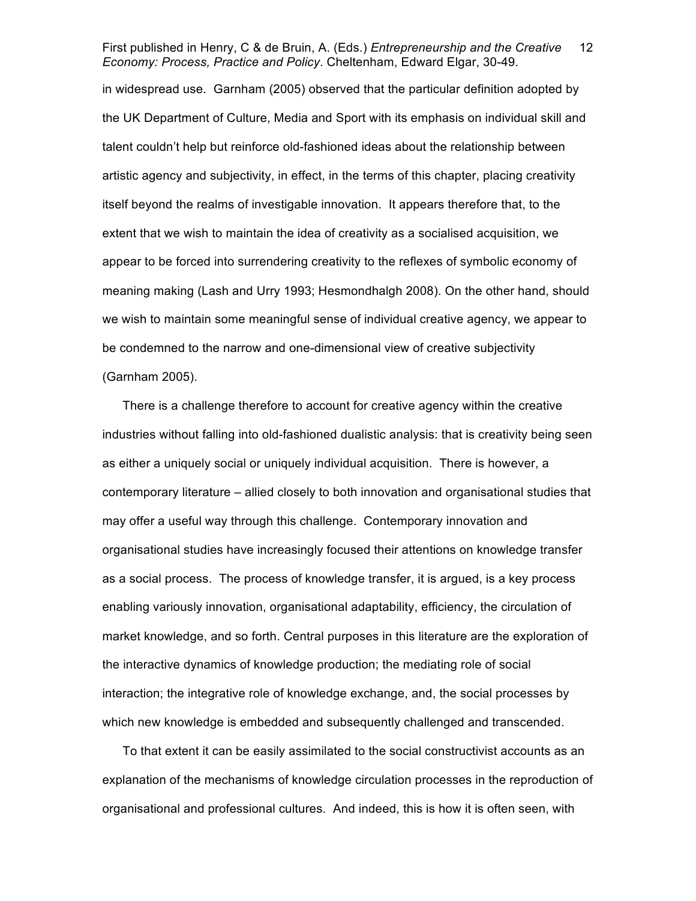in widespread use. Garnham (2005) observed that the particular definition adopted by the UK Department of Culture, Media and Sport with its emphasis on individual skill and talent couldn't help but reinforce old-fashioned ideas about the relationship between artistic agency and subjectivity, in effect, in the terms of this chapter, placing creativity itself beyond the realms of investigable innovation. It appears therefore that, to the extent that we wish to maintain the idea of creativity as a socialised acquisition, we appear to be forced into surrendering creativity to the reflexes of symbolic economy of meaning making (Lash and Urry 1993; Hesmondhalgh 2008). On the other hand, should we wish to maintain some meaningful sense of individual creative agency, we appear to be condemned to the narrow and one-dimensional view of creative subjectivity (Garnham 2005).

There is a challenge therefore to account for creative agency within the creative industries without falling into old-fashioned dualistic analysis: that is creativity being seen as either a uniquely social or uniquely individual acquisition. There is however, a contemporary literature – allied closely to both innovation and organisational studies that may offer a useful way through this challenge. Contemporary innovation and organisational studies have increasingly focused their attentions on knowledge transfer as a social process. The process of knowledge transfer, it is argued, is a key process enabling variously innovation, organisational adaptability, efficiency, the circulation of market knowledge, and so forth. Central purposes in this literature are the exploration of the interactive dynamics of knowledge production; the mediating role of social interaction; the integrative role of knowledge exchange, and, the social processes by which new knowledge is embedded and subsequently challenged and transcended.

To that extent it can be easily assimilated to the social constructivist accounts as an explanation of the mechanisms of knowledge circulation processes in the reproduction of organisational and professional cultures. And indeed, this is how it is often seen, with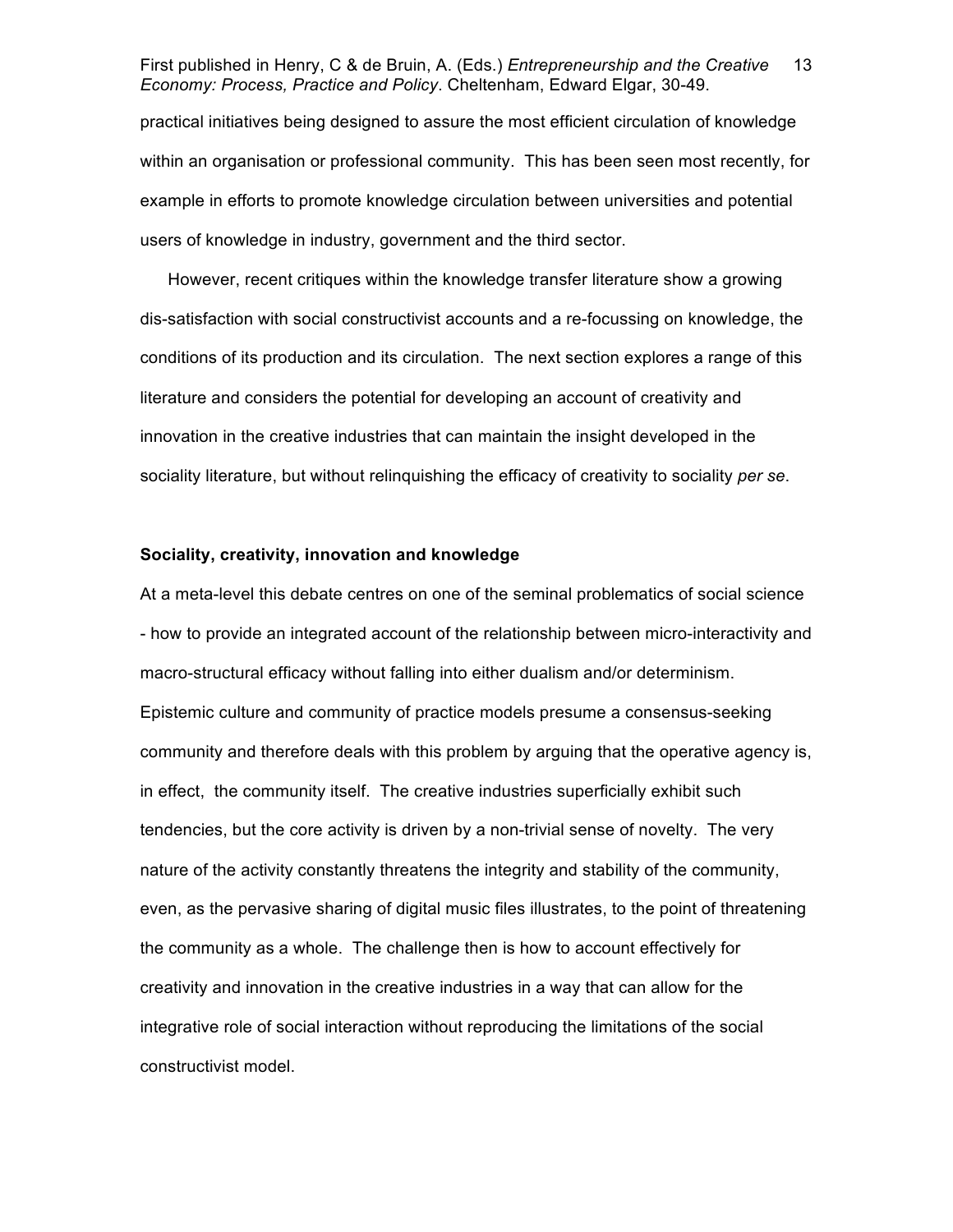practical initiatives being designed to assure the most efficient circulation of knowledge within an organisation or professional community. This has been seen most recently, for example in efforts to promote knowledge circulation between universities and potential users of knowledge in industry, government and the third sector.

However, recent critiques within the knowledge transfer literature show a growing dis-satisfaction with social constructivist accounts and a re-focussing on knowledge, the conditions of its production and its circulation. The next section explores a range of this literature and considers the potential for developing an account of creativity and innovation in the creative industries that can maintain the insight developed in the sociality literature, but without relinquishing the efficacy of creativity to sociality *per se*.

**Sociality, creativity, innovation and knowledge**

At a meta-level this debate centres on one of the seminal problematics of social science - how to provide an integrated account of the relationship between micro-interactivity and macro-structural efficacy without falling into either dualism and/or determinism. Epistemic culture and community of practice models presume a consensus-seeking community and therefore deals with this problem by arguing that the operative agency is, in effect, the community itself. The creative industries superficially exhibit such tendencies, but the core activity is driven by a non-trivial sense of novelty. The very nature of the activity constantly threatens the integrity and stability of the community, even, as the pervasive sharing of digital music files illustrates, to the point of threatening the community as a whole. The challenge then is how to account effectively for creativity and innovation in the creative industries in a way that can allow for the integrative role of social interaction without reproducing the limitations of the social constructivist model.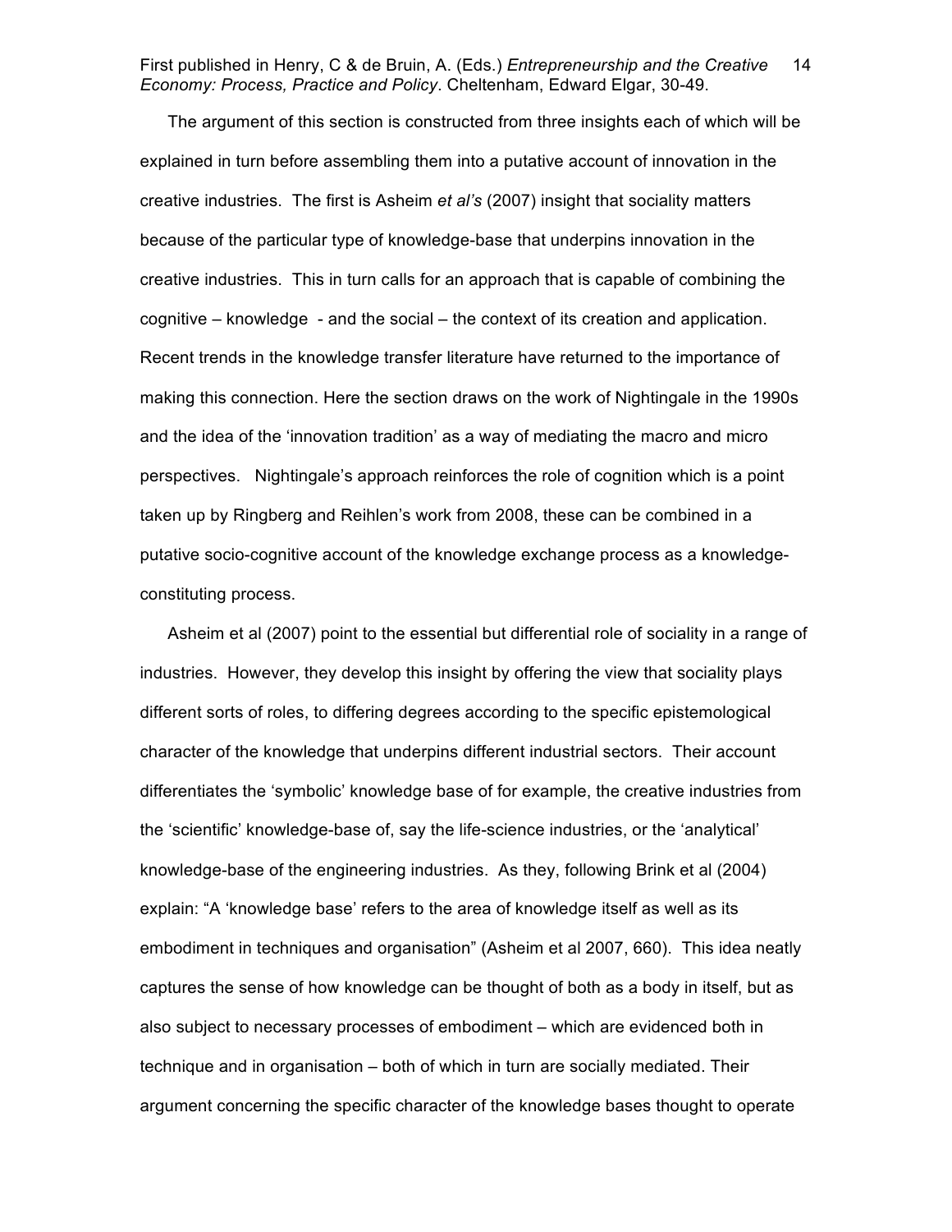The argument of this section is constructed from three insights each of which will be explained in turn before assembling them into a putative account of innovation in the creative industries. The first is Asheim *et al's* (2007) insight that sociality matters because of the particular type of knowledge-base that underpins innovation in the creative industries. This in turn calls for an approach that is capable of combining the cognitive – knowledge - and the social – the context of its creation and application. Recent trends in the knowledge transfer literature have returned to the importance of making this connection. Here the section draws on the work of Nightingale in the 1990s and the idea of the 'innovation tradition' as a way of mediating the macro and micro perspectives. Nightingale's approach reinforces the role of cognition which is a point taken up by Ringberg and Reihlen's work from 2008, these can be combined in a putative socio-cognitive account of the knowledge exchange process as a knowledge-constituting process.

Asheim et al (2007) point to the essential but differential role of sociality in a range of industries. However, they develop this insight by offering the view that sociality plays different sorts of roles, to differing degrees according to the specific epistemological character of the knowledge that underpins different industrial sectors. Their account differentiates the 'symbolic' knowledge base of for example, the creative industries from the 'scientific' knowledge-base of, say the life-science industries, or the 'analytical' knowledge-base of the engineering industries. As they, following Brink et al (2004) explain: "A 'knowledge base' refers to the area of knowledge itself as well as its embodiment in techniques and organisation" (Asheim et al 2007, 660). This idea neatly captures the sense of how knowledge can be thought of both as a body in itself, but as also subject to necessary processes of embodiment – which are evidenced both in technique and in organisation – both of which in turn are socially mediated. Their argument concerning the specific character of the knowledge bases thought to operate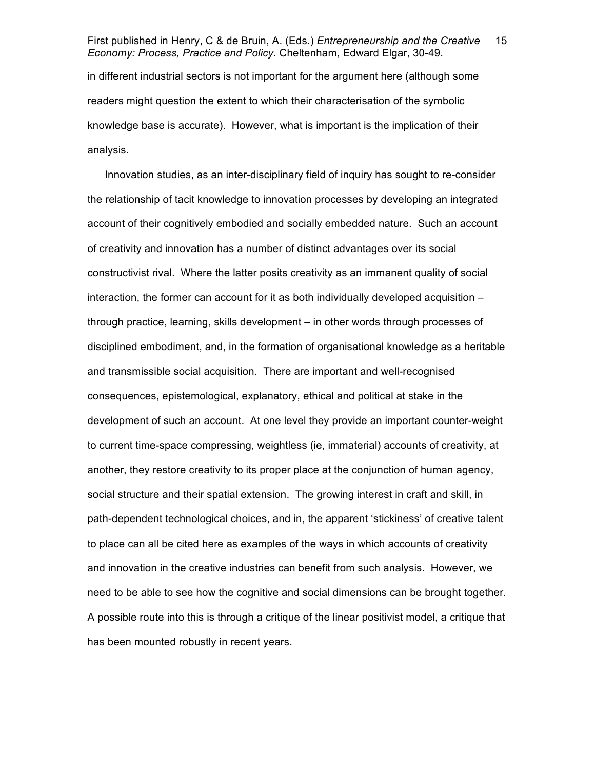in different industrial sectors is not important for the argument here (although some readers might question the extent to which their characterisation of the symbolic knowledge base is accurate). However, what is important is the implication of their analysis.

Innovation studies, as an inter-disciplinary field of inquiry has sought to re-consider the relationship of tacit knowledge to innovation processes by developing an integrated account of their cognitively embodied and socially embedded nature. Such an account of creativity and innovation has a number of distinct advantages over its social constructivist rival. Where the latter posits creativity as an immanent quality of social interaction, the former can account for it as both individually developed acquisition – through practice, learning, skills development – in other words through processes of disciplined embodiment, and, in the formation of organisational knowledge as a heritable and transmissible social acquisition. There are important and well-recognised consequences, epistemological, explanatory, ethical and political at stake in the development of such an account. At one level they provide an important counter-weight to current time-space compressing, weightless (ie, immaterial) accounts of creativity, at another, they restore creativity to its proper place at the conjunction of human agency, social structure and their spatial extension. The growing interest in craft and skill, in path-dependent technological choices, and in, the apparent 'stickiness' of creative talent to place can all be cited here as examples of the ways in which accounts of creativity and innovation in the creative industries can benefit from such analysis. However, we need to be able to see how the cognitive and social dimensions can be brought together. A possible route into this is through a critique of the linear positivist model, a critique that has been mounted robustly in recent years.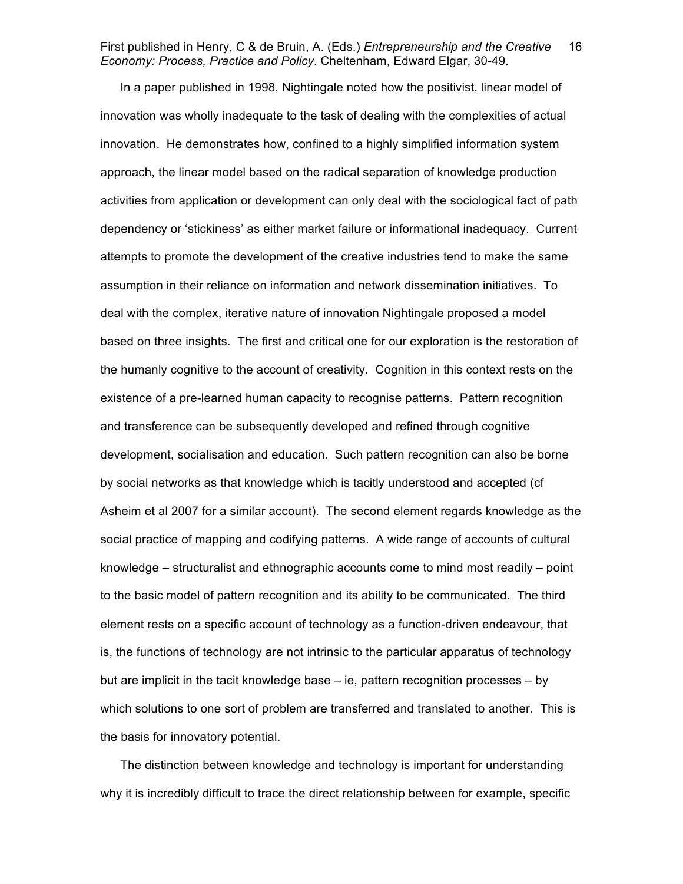In a paper published in 1998, Nightingale noted how the positivist, linear model of innovation was wholly inadequate to the task of dealing with the complexities of actual innovation. He demonstrates how, confined to a highly simplified information system approach, the linear model based on the radical separation of knowledge production activities from application or development can only deal with the sociological fact of path dependency or 'stickiness' as either market failure or informational inadequacy. Current attempts to promote the development of the creative industries tend to make the same assumption in their reliance on information and network dissemination initiatives. To deal with the complex, iterative nature of innovation Nightingale proposed a model based on three insights. The first and critical one for our exploration is the restoration of the humanly cognitive to the account of creativity. Cognition in this context rests on the existence of a pre-learned human capacity to recognise patterns. Pattern recognition and transference can be subsequently developed and refined through cognitive development, socialisation and education. Such pattern recognition can also be borne by social networks as that knowledge which is tacitly understood and accepted (cf Asheim et al 2007 for a similar account). The second element regards knowledge as the social practice of mapping and codifying patterns. A wide range of accounts of cultural knowledge – structuralist and ethnographic accounts come to mind most readily – point to the basic model of pattern recognition and its ability to be communicated. The third element rests on a specific account of technology as a function-driven endeavour, that is, the functions of technology are not intrinsic to the particular apparatus of technology but are implicit in the tacit knowledge base – ie, pattern recognition processes – by which solutions to one sort of problem are transferred and translated to another. This is the basis for innovatory potential.

The distinction between knowledge and technology is important for understanding why it is incredibly difficult to trace the direct relationship between for example, specific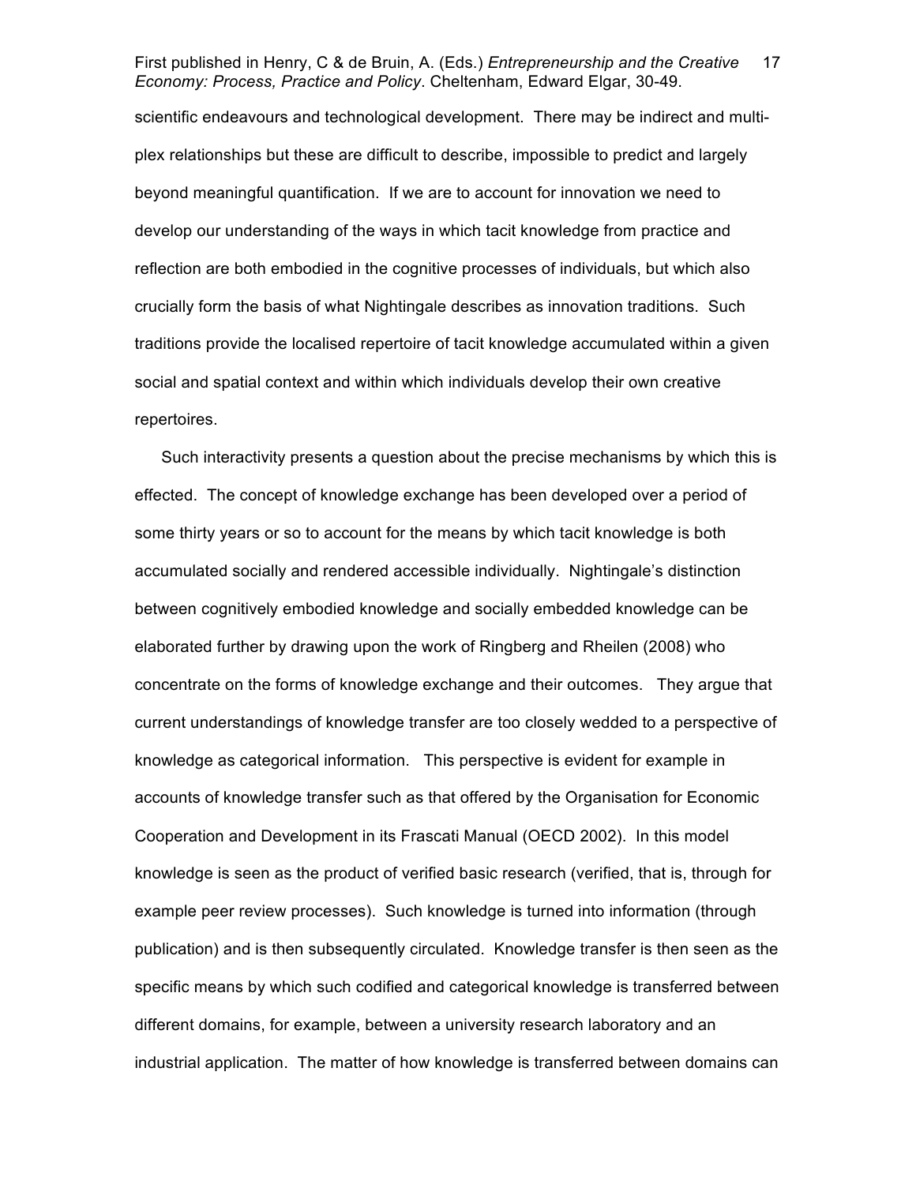scientific endeavours and technological development. There may be indirect and multi-plex relationships but these are difficult to describe, impossible to predict and largely beyond meaningful quantification. If we are to account for innovation we need to develop our understanding of the ways in which tacit knowledge from practice and reflection are both embodied in the cognitive processes of individuals, but which also crucially form the basis of what Nightingale describes as innovation traditions. Such traditions provide the localised repertoire of tacit knowledge accumulated within a given social and spatial context and within which individuals develop their own creative repertoires.

Such interactivity presents a question about the precise mechanisms by which this is effected. The concept of knowledge exchange has been developed over a period of some thirty years or so to account for the means by which tacit knowledge is both accumulated socially and rendered accessible individually. Nightingale's distinction between cognitively embodied knowledge and socially embedded knowledge can be elaborated further by drawing upon the work of Ringberg and Rheilen (2008) who concentrate on the forms of knowledge exchange and their outcomes. They argue that current understandings of knowledge transfer are too closely wedded to a perspective of knowledge as categorical information. This perspective is evident for example in accounts of knowledge transfer such as that offered by the Organisation for Economic Cooperation and Development in its Frascati Manual (OECD 2002). In this model knowledge is seen as the product of verified basic research (verified, that is, through for example peer review processes). Such knowledge is turned into information (through publication) and is then subsequently circulated. Knowledge transfer is then seen as the specific means by which such codified and categorical knowledge is transferred between different domains, for example, between a university research laboratory and an industrial application. The matter of how knowledge is transferred between domains can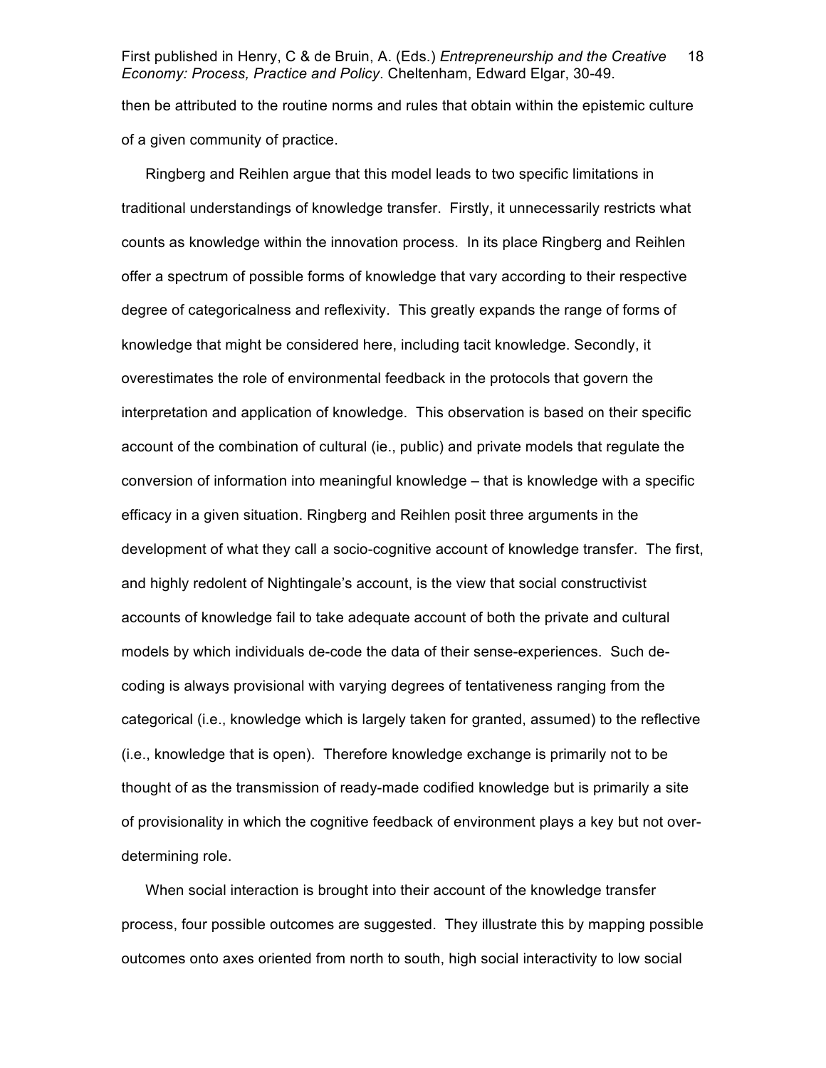then be attributed to the routine norms and rules that obtain within the epistemic culture of a given community of practice.

Ringberg and Reihlen argue that this model leads to two specific limitations in traditional understandings of knowledge transfer. Firstly, it unnecessarily restricts what counts as knowledge within the innovation process. In its place Ringberg and Reihlen offer a spectrum of possible forms of knowledge that vary according to their respective degree of categoricalness and reflexivity. This greatly expands the range of forms of knowledge that might be considered here, including tacit knowledge. Secondly, it overestimates the role of environmental feedback in the protocols that govern the interpretation and application of knowledge. This observation is based on their specific account of the combination of cultural (ie., public) and private models that regulate the conversion of information into meaningful knowledge – that is knowledge with a specific efficacy in a given situation. Ringberg and Reihlen posit three arguments in the development of what they call a socio-cognitive account of knowledge transfer. The first, and highly redolent of Nightingale's account, is the view that social constructivist accounts of knowledge fail to take adequate account of both the private and cultural models by which individuals de-code the data of their sense-experiences. Such de-coding is always provisional with varying degrees of tentativeness ranging from the categorical (i.e., knowledge which is largely taken for granted, assumed) to the reflective (i.e., knowledge that is open). Therefore knowledge exchange is primarily not to be thought of as the transmission of ready-made codified knowledge but is primarily a site of provisionality in which the cognitive feedback of environment plays a key but not over-determining role.

When social interaction is brought into their account of the knowledge transfer process, four possible outcomes are suggested. They illustrate this by mapping possible outcomes onto axes oriented from north to south, high social interactivity to low social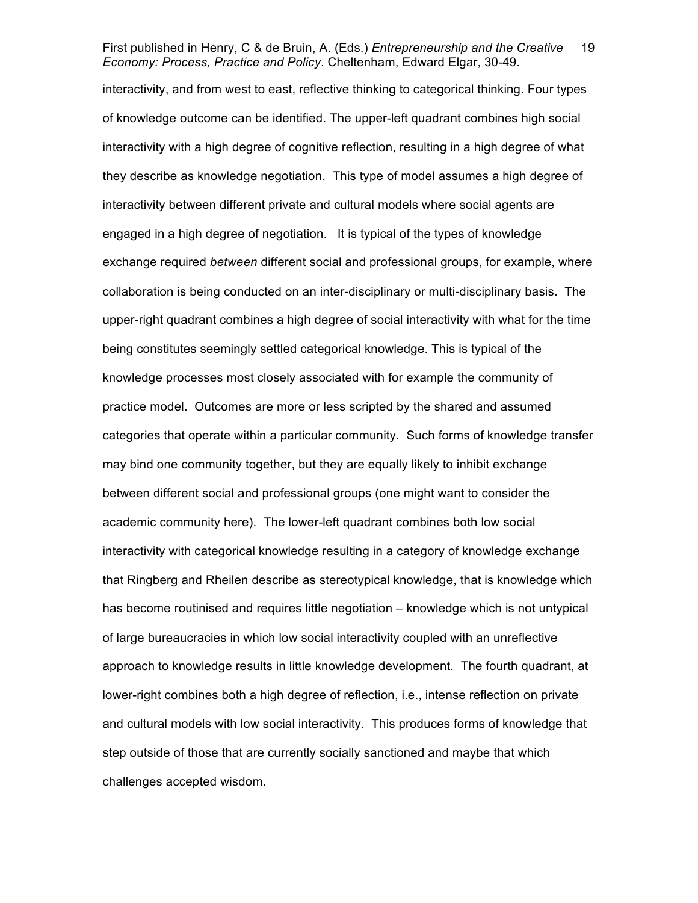interactivity, and from west to east, reflective thinking to categorical thinking. Four types of knowledge outcome can be identified. The upper-left quadrant combines high social interactivity with a high degree of cognitive reflection, resulting in a high degree of what they describe as knowledge negotiation. This type of model assumes a high degree of interactivity between different private and cultural models where social agents are engaged in a high degree of negotiation. It is typical of the types of knowledge exchange required *between* different social and professional groups, for example, where collaboration is being conducted on an inter-disciplinary or multi-disciplinary basis. The upper-right quadrant combines a high degree of social interactivity with what for the time being constitutes seemingly settled categorical knowledge. This is typical of the knowledge processes most closely associated with for example the community of practice model. Outcomes are more or less scripted by the shared and assumed categories that operate within a particular community. Such forms of knowledge transfer may bind one community together, but they are equally likely to inhibit exchange between different social and professional groups (one might want to consider the academic community here). The lower-left quadrant combines both low social interactivity with categorical knowledge resulting in a category of knowledge exchange that Ringberg and Rheilen describe as stereotypical knowledge, that is knowledge which has become routinised and requires little negotiation – knowledge which is not untypical of large bureaucracies in which low social interactivity coupled with an unreflective approach to knowledge results in little knowledge development. The fourth quadrant, at lower-right combines both a high degree of reflection, i.e., intense reflection on private and cultural models with low social interactivity. This produces forms of knowledge that step outside of those that are currently socially sanctioned and maybe that which challenges accepted wisdom.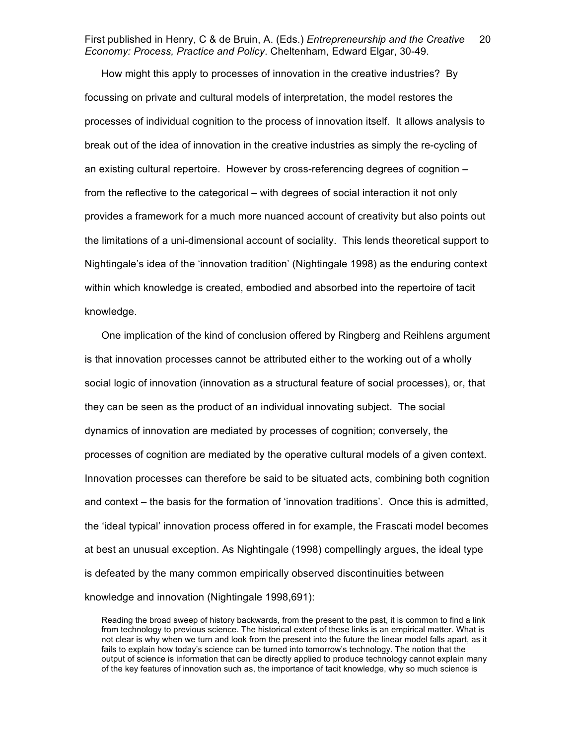How might this apply to processes of innovation in the creative industries? By focussing on private and cultural models of interpretation, the model restores the processes of individual cognition to the process of innovation itself. It allows analysis to break out of the idea of innovation in the creative industries as simply the re-cycling of an existing cultural repertoire. However by cross-referencing degrees of cognition – from the reflective to the categorical – with degrees of social interaction it not only provides a framework for a much more nuanced account of creativity but also points out the limitations of a uni-dimensional account of sociality. This lends theoretical support to Nightingale's idea of the 'innovation tradition' (Nightingale 1998) as the enduring context within which knowledge is created, embodied and absorbed into the repertoire of tacit knowledge.

One implication of the kind of conclusion offered by Ringberg and Reihlens argument is that innovation processes cannot be attributed either to the working out of a wholly social logic of innovation (innovation as a structural feature of social processes), or, that they can be seen as the product of an individual innovating subject. The social dynamics of innovation are mediated by processes of cognition; conversely, the processes of cognition are mediated by the operative cultural models of a given context. Innovation processes can therefore be said to be situated acts, combining both cognition and context – the basis for the formation of 'innovation traditions'. Once this is admitted, the 'ideal typical' innovation process offered in for example, the Frascati model becomes at best an unusual exception. As Nightingale (1998) compellingly argues, the ideal type is defeated by the many common empirically observed discontinuities between knowledge and innovation (Nightingale 1998,691):

> Reading the broad sweep of history backwards, from the present to the past, it is common to find a link from technology to previous science. The historical extent of these links is an empirical matter. What is not clear is why when we turn and look from the present into the future the linear model falls apart, as it fails to explain how today's science can be turned into tomorrow's technology. The notion that the output of science is information that can be directly applied to produce technology cannot explain many of the key features of innovation such as, the importance of tacit knowledge, why so much science is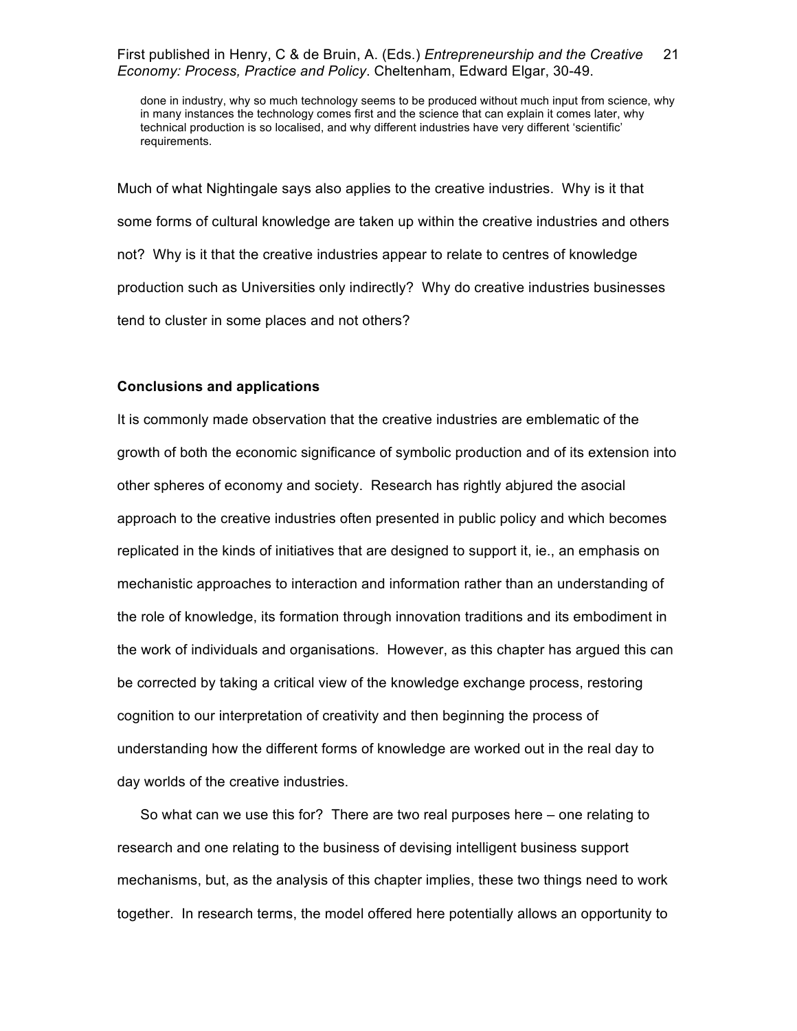done in industry, why so much technology seems to be produced without much input from science, why in many instances the technology comes first and the science that can explain it comes later, why technical production is so localised, and why different industries have very different 'scientific' requirements.

Much of what Nightingale says also applies to the creative industries. Why is it that some forms of cultural knowledge are taken up within the creative industries and others not? Why is it that the creative industries appear to relate to centres of knowledge production such as Universities only indirectly? Why do creative industries businesses tend to cluster in some places and not others?

**Conclusions and applications**

It is commonly made observation that the creative industries are emblematic of the growth of both the economic significance of symbolic production and of its extension into other spheres of economy and society. Research has rightly abjured the asocial approach to the creative industries often presented in public policy and which becomes replicated in the kinds of initiatives that are designed to support it, ie., an emphasis on mechanistic approaches to interaction and information rather than an understanding of the role of knowledge, its formation through innovation traditions and its embodiment in the work of individuals and organisations. However, as this chapter has argued this can be corrected by taking a critical view of the knowledge exchange process, restoring cognition to our interpretation of creativity and then beginning the process of understanding how the different forms of knowledge are worked out in the real day to day worlds of the creative industries.

So what can we use this for? There are two real purposes here – one relating to research and one relating to the business of devising intelligent business support mechanisms, but, as the analysis of this chapter implies, these two things need to work together. In research terms, the model offered here potentially allows an opportunity to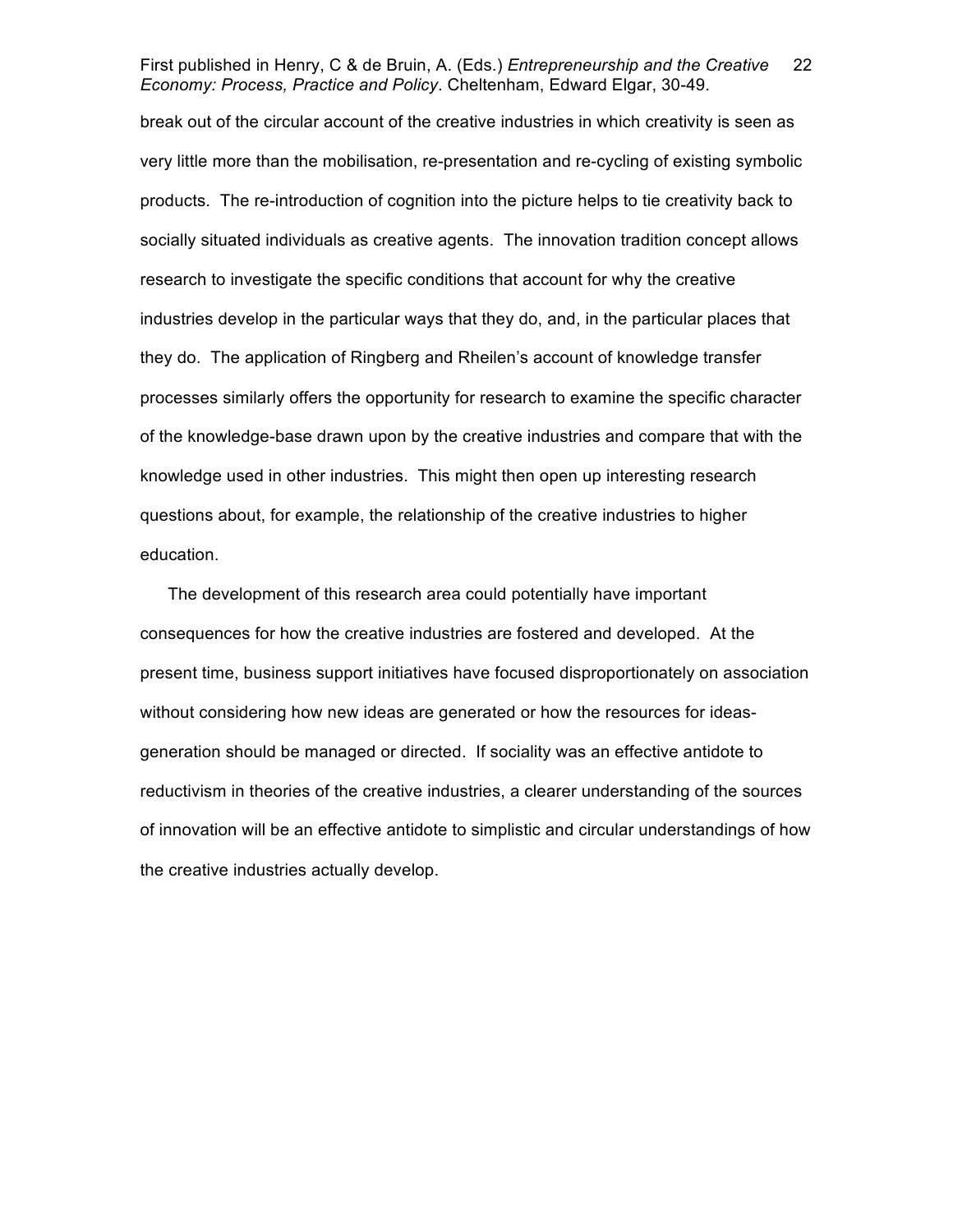break out of the circular account of the creative industries in which creativity is seen as very little more than the mobilisation, re-presentation and re-cycling of existing symbolic products. The re-introduction of cognition into the picture helps to tie creativity back to socially situated individuals as creative agents. The innovation tradition concept allows research to investigate the specific conditions that account for why the creative industries develop in the particular ways that they do, and, in the particular places that they do. The application of Ringberg and Rheilen's account of knowledge transfer processes similarly offers the opportunity for research to examine the specific character of the knowledge-base drawn upon by the creative industries and compare that with the knowledge used in other industries. This might then open up interesting research questions about, for example, the relationship of the creative industries to higher education.

The development of this research area could potentially have important consequences for how the creative industries are fostered and developed. At the present time, business support initiatives have focused disproportionately on association without considering how new ideas are generated or how the resources for ideas-generation should be managed or directed. If sociality was an effective antidote to reductivism in theories of the creative industries, a clearer understanding of the sources of innovation will be an effective antidote to simplistic and circular understandings of how the creative industries actually develop.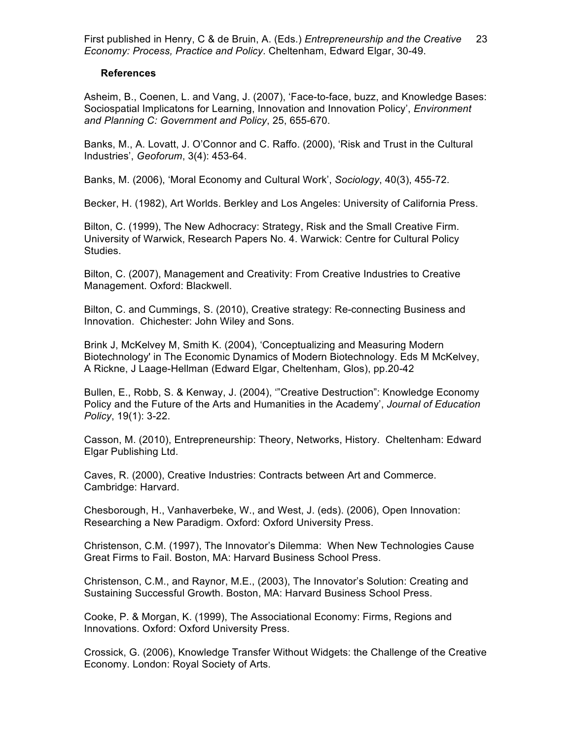**References**

Asheim, B., Coenen, L. and Vang, J. (2007), 'Face-to-face, buzz, and Knowledge Bases: Sociospatial Implicatons for Learning, Innovation and Innovation Policy', *Environment and Planning C: Government and Policy*, 25, 655-670.

Banks, M., A. Lovatt, J. O'Connor and C. Raffo. (2000), 'Risk and Trust in the Cultural Industries', *Geoforum*, 3(4): 453-64.

Banks, M. (2006), 'Moral Economy and Cultural Work', *Sociology*, 40(3), 455-72.

Becker, H. (1982), Art Worlds. Berkley and Los Angeles: University of California Press.

Bilton, C. (1999), The New Adhocracy: Strategy, Risk and the Small Creative Firm. University of Warwick, Research Papers No. 4. Warwick: Centre for Cultural Policy Studies.

Bilton, C. (2007), Management and Creativity: From Creative Industries to Creative Management. Oxford: Blackwell.

Bilton, C. and Cummings, S. (2010), Creative strategy: Re-connecting Business and Innovation. Chichester: John Wiley and Sons.

Brink J, McKelvey M, Smith K. (2004), 'Conceptualizing and Measuring Modern Biotechnology' in The Economic Dynamics of Modern Biotechnology. Eds M McKelvey, A Rickne, J Laage-Hellman (Edward Elgar, Cheltenham, Glos), pp.20-42

Bullen, E., Robb, S. & Kenway, J. (2004), '"Creative Destruction": Knowledge Economy Policy and the Future of the Arts and Humanities in the Academy', *Journal of Education Policy*, 19(1): 3-22.

Casson, M. (2010), Entrepreneurship: Theory, Networks, History. Cheltenham: Edward Elgar Publishing Ltd.

Caves, R. (2000), Creative Industries: Contracts between Art and Commerce. Cambridge: Harvard.

Chesborough, H., Vanhaverbeke, W., and West, J. (eds). (2006), Open Innovation: Researching a New Paradigm. Oxford: Oxford University Press.

Christenson, C.M. (1997), The Innovator's Dilemma: When New Technologies Cause Great Firms to Fail. Boston, MA: Harvard Business School Press.

Christenson, C.M., and Raynor, M.E., (2003), The Innovator's Solution: Creating and Sustaining Successful Growth. Boston, MA: Harvard Business School Press.

Cooke, P. & Morgan, K. (1999), The Associational Economy: Firms, Regions and Innovations. Oxford: Oxford University Press.

Crossick, G. (2006), Knowledge Transfer Without Widgets: the Challenge of the Creative Economy. London: Royal Society of Arts.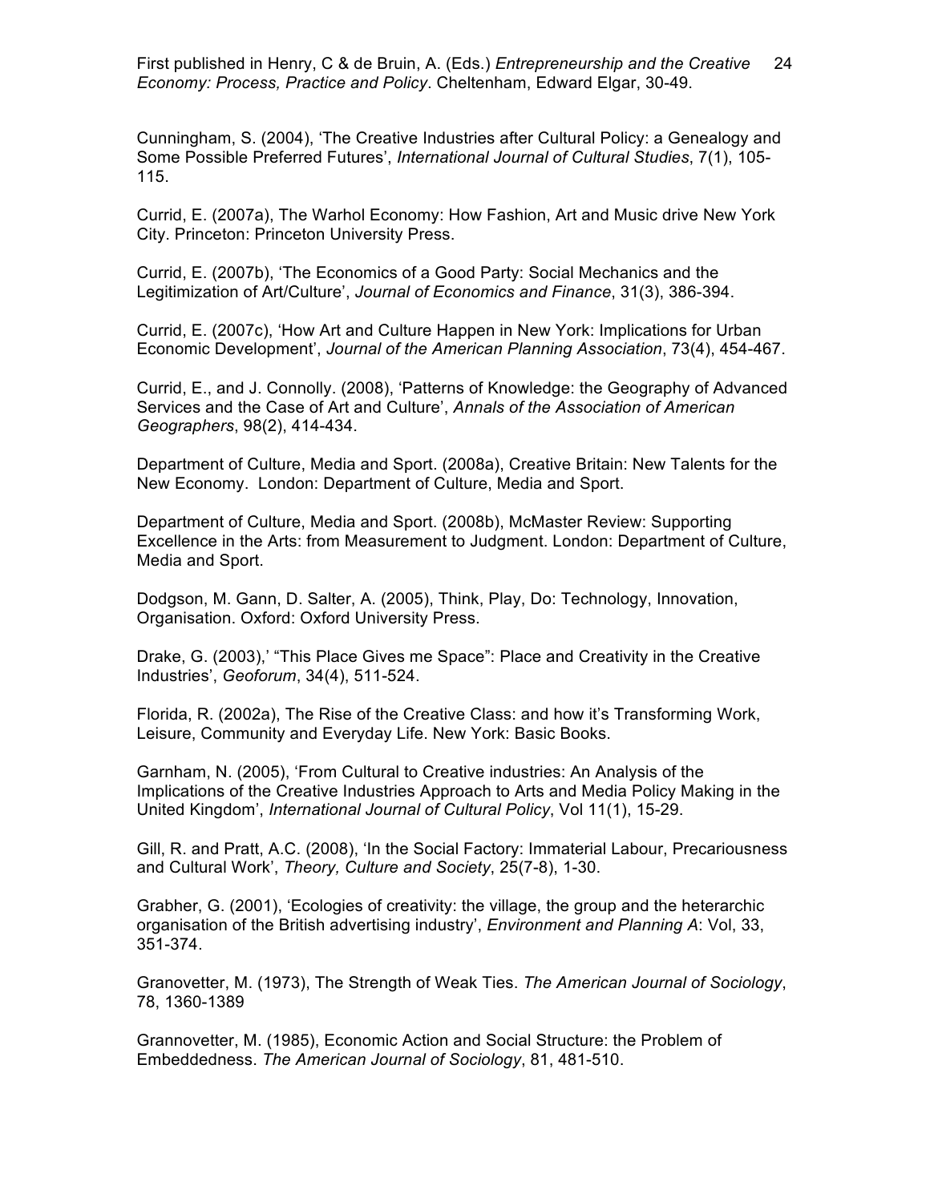Cunningham, S. (2004), 'The Creative Industries after Cultural Policy: a Genealogy and Some Possible Preferred Futures', *International Journal of Cultural Studies*, 7(1), 105-115.

Currid, E. (2007a), The Warhol Economy: How Fashion, Art and Music drive New York City. Princeton: Princeton University Press.

Currid, E. (2007b), 'The Economics of a Good Party: Social Mechanics and the Legitimization of Art/Culture', *Journal of Economics and Finance*, 31(3), 386-394.

Currid, E. (2007c), 'How Art and Culture Happen in New York: Implications for Urban Economic Development', *Journal of the American Planning Association*, 73(4), 454-467.

Currid, E., and J. Connolly. (2008), 'Patterns of Knowledge: the Geography of Advanced Services and the Case of Art and Culture', *Annals of the Association of American Geographers*, 98(2), 414-434.

Department of Culture, Media and Sport. (2008a), Creative Britain: New Talents for the New Economy. London: Department of Culture, Media and Sport.

Department of Culture, Media and Sport. (2008b), McMaster Review: Supporting Excellence in the Arts: from Measurement to Judgment. London: Department of Culture, Media and Sport.

Dodgson, M. Gann, D. Salter, A. (2005), Think, Play, Do: Technology, Innovation, Organisation. Oxford: Oxford University Press.

Drake, G. (2003),' "This Place Gives me Space": Place and Creativity in the Creative Industries', *Geoforum*, 34(4), 511-524.

Florida, R. (2002a), The Rise of the Creative Class: and how it's Transforming Work, Leisure, Community and Everyday Life. New York: Basic Books.

Garnham, N. (2005), 'From Cultural to Creative industries: An Analysis of the Implications of the Creative Industries Approach to Arts and Media Policy Making in the United Kingdom', *International Journal of Cultural Policy*, Vol 11(1), 15-29.

Gill, R. and Pratt, A.C. (2008), 'In the Social Factory: Immaterial Labour, Precariousness and Cultural Work', *Theory, Culture and Society*, 25(7-8), 1-30.

Grabher, G. (2001), 'Ecologies of creativity: the village, the group and the heterarchic organisation of the British advertising industry', *Environment and Planning A*: Vol, 33, 351-374.

Granovetter, M. (1973), The Strength of Weak Ties. *The American Journal of Sociology*, 78, 1360-1389

Grannovetter, M. (1985), Economic Action and Social Structure: the Problem of Embeddedness. *The American Journal of Sociology*, 81, 481-510.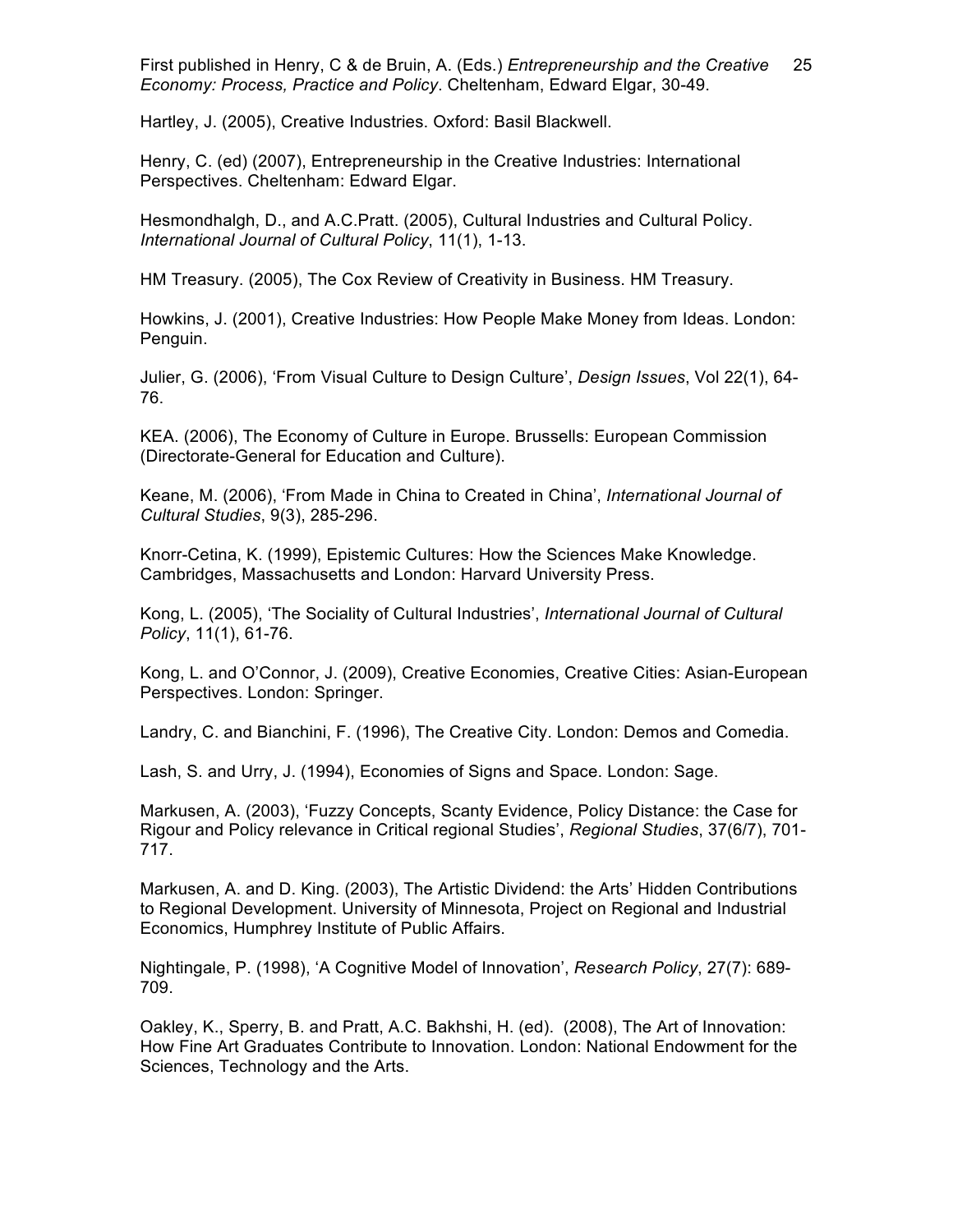Hartley, J. (2005), Creative Industries. Oxford: Basil Blackwell.

Henry, C. (ed) (2007), Entrepreneurship in the Creative Industries: International Perspectives. Cheltenham: Edward Elgar.

Hesmondhalgh, D., and A.C.Pratt. (2005), Cultural Industries and Cultural Policy. *International Journal of Cultural Policy*, 11(1), 1-13.

HM Treasury. (2005), The Cox Review of Creativity in Business. HM Treasury.

Howkins, J. (2001), Creative Industries: How People Make Money from Ideas. London: Penguin.

Julier, G. (2006), 'From Visual Culture to Design Culture', *Design Issues*, Vol 22(1), 64-76.

KEA. (2006), The Economy of Culture in Europe. Brussells: European Commission (Directorate-General for Education and Culture).

Keane, M. (2006), 'From Made in China to Created in China', *International Journal of Cultural Studies*, 9(3), 285-296.

Knorr-Cetina, K. (1999), Epistemic Cultures: How the Sciences Make Knowledge. Cambridges, Massachusetts and London: Harvard University Press.

Kong, L. (2005), 'The Sociality of Cultural Industries', *International Journal of Cultural Policy*, 11(1), 61-76.

Kong, L. and O'Connor, J. (2009), Creative Economies, Creative Cities: Asian-European Perspectives. London: Springer.

Landry, C. and Bianchini, F. (1996), The Creative City. London: Demos and Comedia.

Lash, S. and Urry, J. (1994), Economies of Signs and Space. London: Sage.

Markusen, A. (2003), 'Fuzzy Concepts, Scanty Evidence, Policy Distance: the Case for Rigour and Policy relevance in Critical regional Studies', *Regional Studies*, 37(6/7), 701-717.

Markusen, A. and D. King. (2003), The Artistic Dividend: the Arts' Hidden Contributions to Regional Development. University of Minnesota, Project on Regional and Industrial Economics, Humphrey Institute of Public Affairs.

Nightingale, P. (1998), 'A Cognitive Model of Innovation', *Research Policy*, 27(7): 689-709.

Oakley, K., Sperry, B. and Pratt, A.C. Bakhshi, H. (ed). (2008), The Art of Innovation: How Fine Art Graduates Contribute to Innovation. London: National Endowment for the Sciences, Technology and the Arts.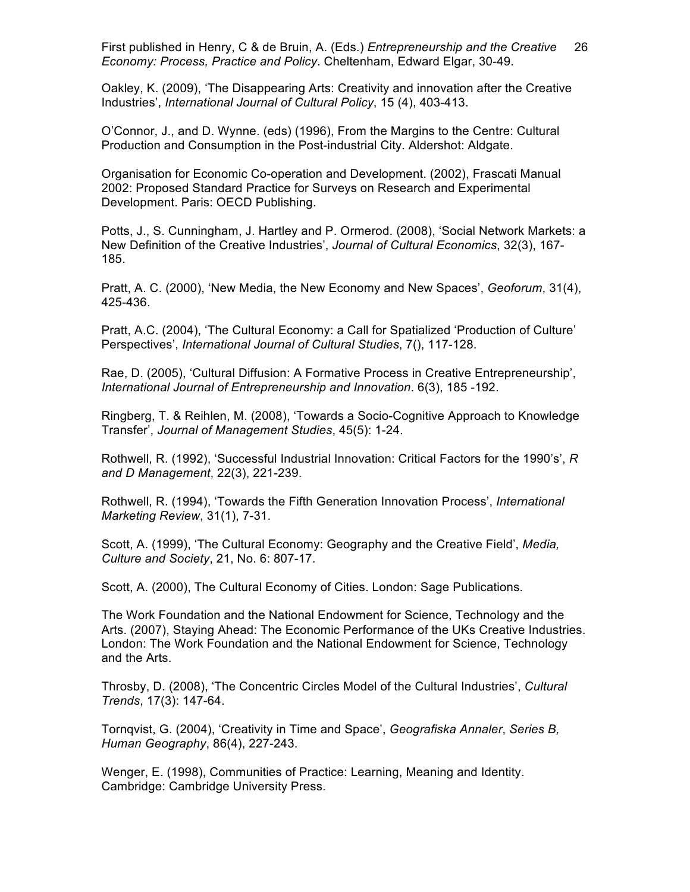Oakley, K. (2009), 'The Disappearing Arts: Creativity and innovation after the Creative Industries', *International Journal of Cultural Policy*, 15 (4), 403-413.

O'Connor, J., and D. Wynne. (eds) (1996), From the Margins to the Centre: Cultural Production and Consumption in the Post-industrial City. Aldershot: Aldgate.

Organisation for Economic Co-operation and Development. (2002), Frascati Manual 2002: Proposed Standard Practice for Surveys on Research and Experimental Development. Paris: OECD Publishing.

Potts, J., S. Cunningham, J. Hartley and P. Ormerod. (2008), 'Social Network Markets: a New Definition of the Creative Industries', *Journal of Cultural Economics*, 32(3), 167-185.

Pratt, A. C. (2000), 'New Media, the New Economy and New Spaces', *Geoforum*, 31(4), 425-436.

Pratt, A.C. (2004), 'The Cultural Economy: a Call for Spatialized 'Production of Culture' Perspectives', *International Journal of Cultural Studies*, 7(), 117-128.

Rae, D. (2005), 'Cultural Diffusion: A Formative Process in Creative Entrepreneurship', *International Journal of Entrepreneurship and Innovation*. 6(3), 185 -192.

Ringberg, T. & Reihlen, M. (2008), 'Towards a Socio-Cognitive Approach to Knowledge Transfer', *Journal of Management Studies*, 45(5): 1-24.

Rothwell, R. (1992), 'Successful Industrial Innovation: Critical Factors for the 1990's', *R and D Management*, 22(3), 221-239.

Rothwell, R. (1994), 'Towards the Fifth Generation Innovation Process', *International Marketing Review*, 31(1), 7-31.

Scott, A. (1999), 'The Cultural Economy: Geography and the Creative Field', *Media, Culture and Society*, 21, No. 6: 807-17.

Scott, A. (2000), The Cultural Economy of Cities. London: Sage Publications.

The Work Foundation and the National Endowment for Science, Technology and the Arts. (2007), Staying Ahead: The Economic Performance of the UKs Creative Industries. London: The Work Foundation and the National Endowment for Science, Technology and the Arts.

Throsby, D. (2008), 'The Concentric Circles Model of the Cultural Industries', *Cultural Trends*, 17(3): 147-64.

Tornqvist, G. (2004), 'Creativity in Time and Space', *Geografiska Annaler*, *Series B, Human Geography*, 86(4), 227-243.

Wenger, E. (1998), Communities of Practice: Learning, Meaning and Identity. Cambridge: Cambridge University Press.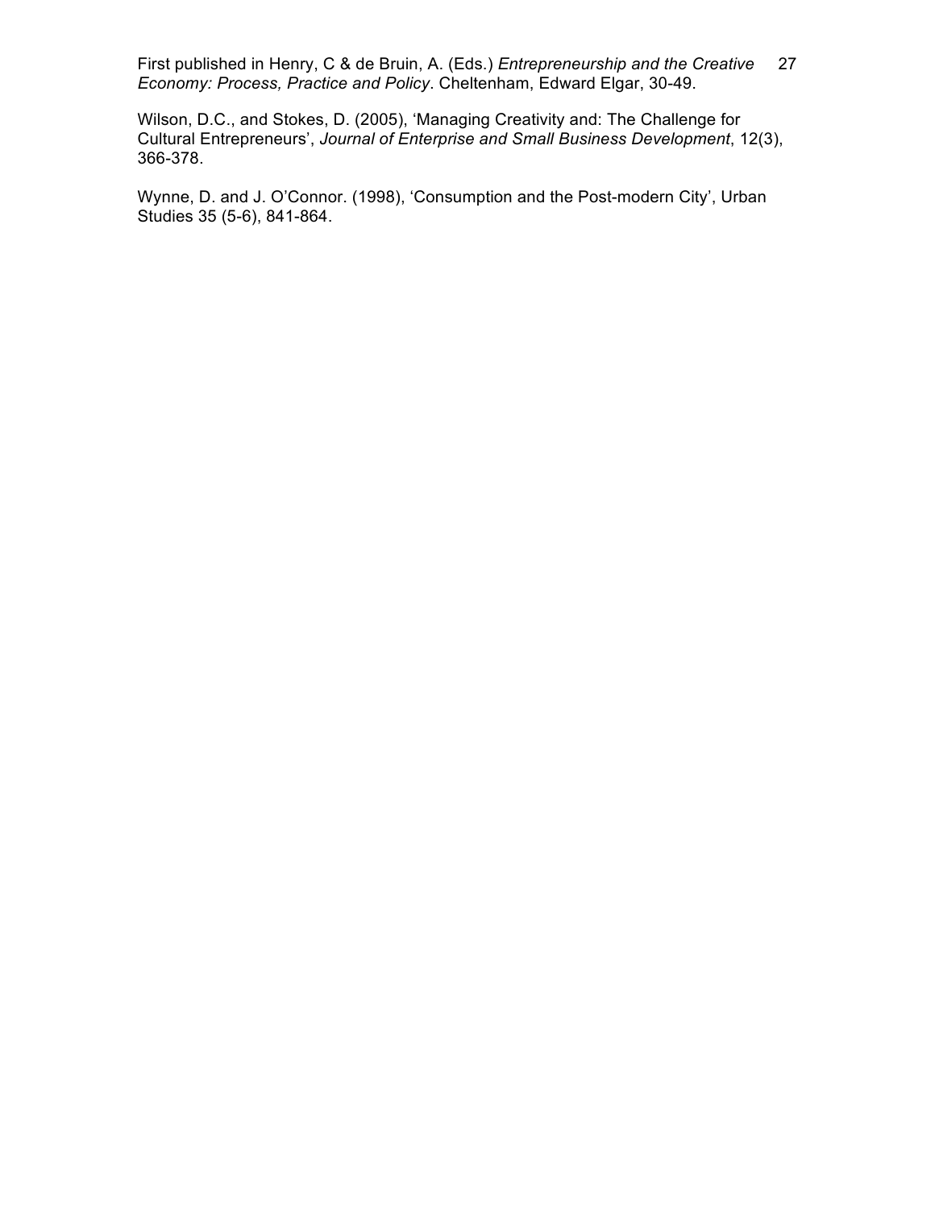Wilson, D.C., and Stokes, D. (2005), ‘Managing Creativity and: The Challenge for Cultural Entrepreneurs’, *Journal of Enterprise and Small Business Development*, 12(3), 366-378.

Wynne, D. and J. O’Connor. (1998), ‘Consumption and the Post-modern City’, Urban Studies 35 (5-6), 841-864.